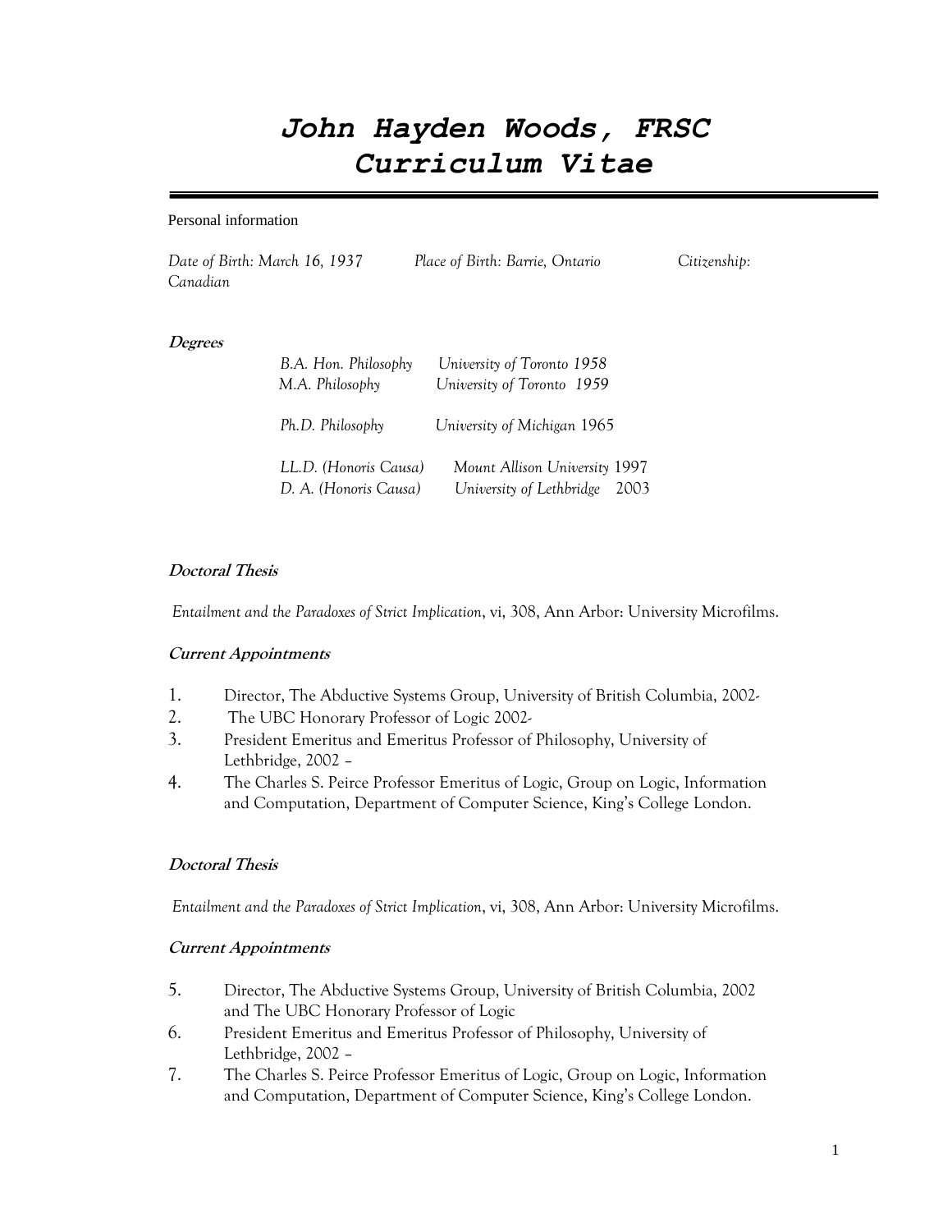# *John Hayden Woods, FRSC*
# *Curriculum Vitae*

---

Personal information

*Date of Birth: March 16, 1937* *Place of Birth: Barrie, Ontario* *Citizenship: Canadian*

### *Degrees*

*B.A. Hon. Philosophy* *University of Toronto 1958*
*M.A. Philosophy* *University of Toronto 1959*

*Ph.D. Philosophy* *University of Michigan* 1965

*LL.D. (Honoris Causa)* *Mount Allison University* 1997
*D. A. (Honoris Causa)* *University of Lethbridge* 2003

### *Doctoral Thesis*

*Entailment and the Paradoxes of Strict Implication*, vi, 308, Ann Arbor: University Microfilms.

### *Current Appointments*

1. Director, The Abductive Systems Group, University of British Columbia, 2002-
2. The UBC Honorary Professor of Logic 2002-
3. President Emeritus and Emeritus Professor of Philosophy, University of Lethbridge, 2002 –
4. The Charles S. Peirce Professor Emeritus of Logic, Group on Logic, Information and Computation, Department of Computer Science, King's College London.

### *Doctoral Thesis*

*Entailment and the Paradoxes of Strict Implication*, vi, 308, Ann Arbor: University Microfilms.

### *Current Appointments*

5. Director, The Abductive Systems Group, University of British Columbia, 2002 and The UBC Honorary Professor of Logic
6. President Emeritus and Emeritus Professor of Philosophy, University of Lethbridge, 2002 –
7. The Charles S. Peirce Professor Emeritus of Logic, Group on Logic, Information and Computation, Department of Computer Science, King's College London.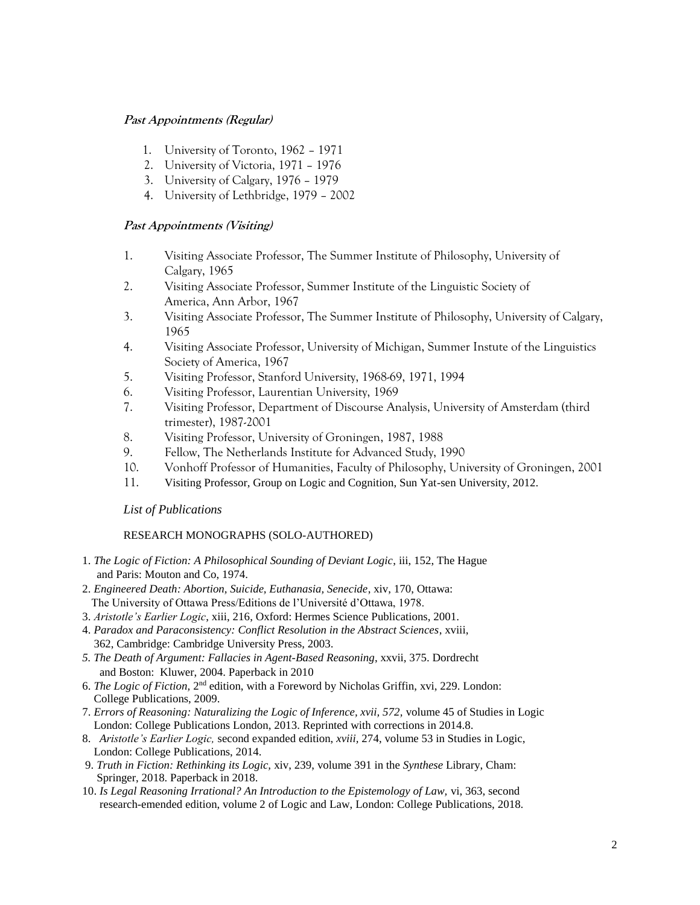### ***Past Appointments (Regular)***

1. University of Toronto, 1962 – 1971
2. University of Victoria, 1971 – 1976
3. University of Calgary, 1976 – 1979
4. University of Lethbridge, 1979 – 2002

### ***Past Appointments (Visiting)***

1. Visiting Associate Professor, The Summer Institute of Philosophy, University of Calgary, 1965
2. Visiting Associate Professor, Summer Institute of the Linguistic Society of America, Ann Arbor, 1967
3. Visiting Associate Professor, The Summer Institute of Philosophy, University of Calgary, 1965
4. Visiting Associate Professor, University of Michigan, Summer Instute of the Linguistics Society of America, 1967
5. Visiting Professor, Stanford University, 1968-69, 1971, 1994
6. Visiting Professor, Laurentian University, 1969
7. Visiting Professor, Department of Discourse Analysis, University of Amsterdam (third trimester), 1987-2001
8. Visiting Professor, University of Groningen, 1987, 1988
9. Fellow, The Netherlands Institute for Advanced Study, 1990
10. Vonhoff Professor of Humanities, Faculty of Philosophy, University of Groningen, 2001
11. Visiting Professor, Group on Logic and Cognition, Sun Yat-sen University, 2012.

## *List of Publications*

### RESEARCH MONOGRAPHS (SOLO-AUTHORED)

1. *The Logic of Fiction: A Philosophical Sounding of Deviant Logic*, iii, 152, The Hague and Paris: Mouton and Co, 1974.
2. *Engineered Death: Abortion, Suicide, Euthanasia, Senecide*, xiv, 170, Ottawa: The University of Ottawa Press/Editions de l'Université d'Ottawa, 1978.
3. *Aristotle's Earlier Logic*, xiii, 216, Oxford: Hermes Science Publications, 2001.
4. *Paradox and Paraconsistency: Conflict Resolution in the Abstract Sciences*, xviii, 362, Cambridge: Cambridge University Press, 2003.
5. *The Death of Argument: Fallacies in Agent-Based Reasoning*, xxvii, 375. Dordrecht and Boston: Kluwer, 2004. Paperback in 2010
6. *The Logic of Fiction,* 2nd edition, with a Foreword by Nicholas Griffin, xvi, 229. London: College Publications, 2009.
7. *Errors of Reasoning: Naturalizing the Logic of Inference, xvii, 572,* volume 45 of Studies in Logic London: College Publications London, 2013. Reprinted with corrections in 2014.8.
8. *Aristotle's Earlier Logic,* second expanded edition, *xviii,* 274, volume 53 in Studies in Logic, London: College Publications, 2014.
9. *Truth in Fiction: Rethinking its Logic*, xiv, 239, volume 391 in the *Synthese* Library, Cham: Springer, 2018. Paperback in 2018.
10. *Is Legal Reasoning Irrational? An Introduction to the Epistemology of Law,* vi, 363, second research-emended edition, volume 2 of Logic and Law, London: College Publications, 2018.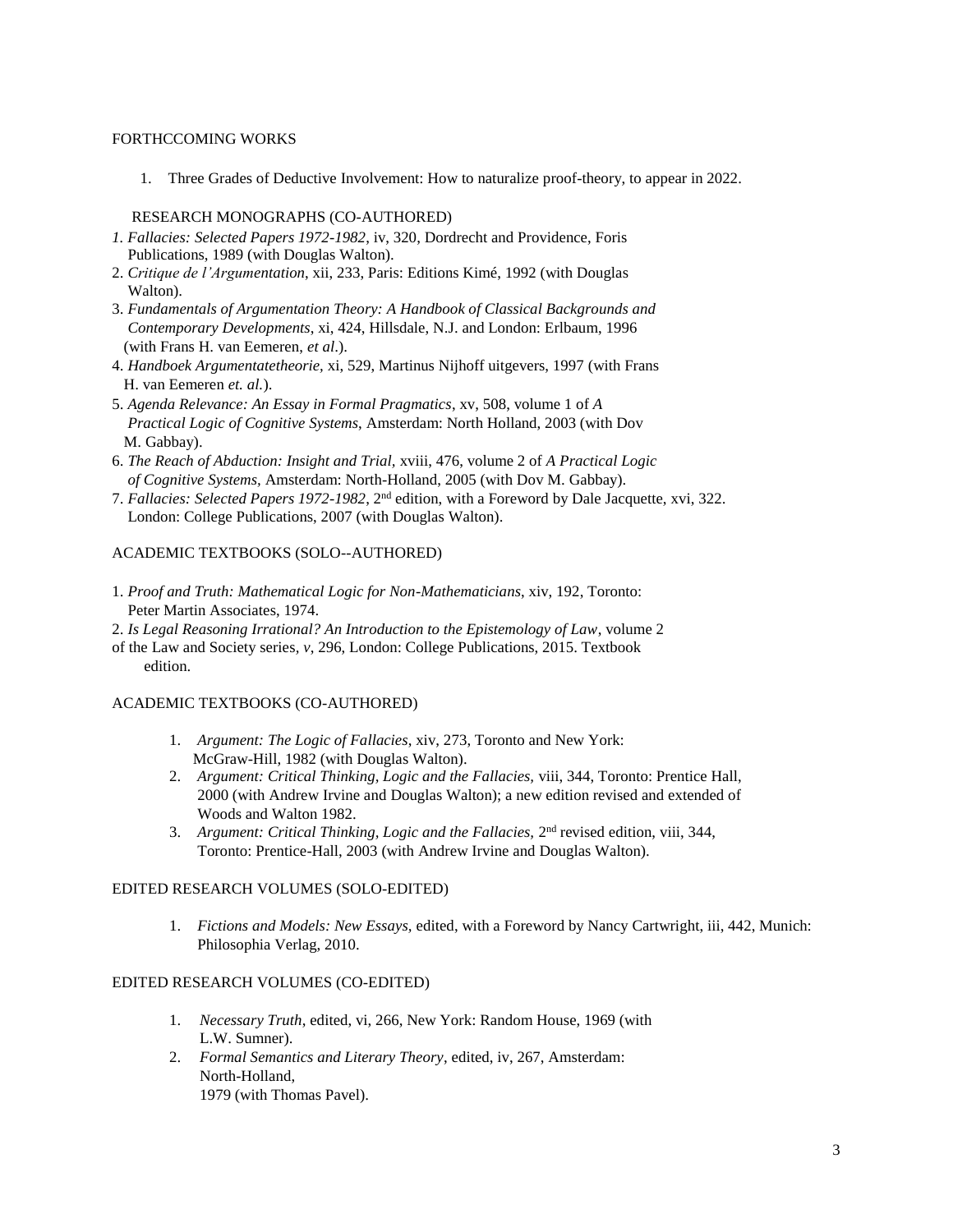## FORTHCCOMING WORKS

1. Three Grades of Deductive Involvement: How to naturalize proof-theory, to appear in 2022.

## RESEARCH MONOGRAPHS (CO-AUTHORED)

1. *Fallacies: Selected Papers 1972-1982*, iv, 320, Dordrecht and Providence, Foris Publications, 1989 (with Douglas Walton).
2. *Critique de l'Argumentation*, xii, 233, Paris: Editions Kimé, 1992 (with Douglas Walton).
3. *Fundamentals of Argumentation Theory: A Handbook of Classical Backgrounds and Contemporary Developments*, xi, 424, Hillsdale, N.J. and London: Erlbaum, 1996 (with Frans H. van Eemeren, *et al*.).
4. *Handboek Argumentatetheorie*, xi, 529, Martinus Nijhoff uitgevers, 1997 (with Frans H. van Eemeren *et. al.*).
5. *Agenda Relevance: An Essay in Formal Pragmatics*, xv, 508, volume 1 of *A Practical Logic of Cognitive Systems*, Amsterdam: North Holland, 2003 (with Dov M. Gabbay).
6. *The Reach of Abduction: Insight and Trial*, xviii, 476, volume 2 of *A Practical Logic of Cognitive Systems*, Amsterdam: North-Holland, 2005 (with Dov M. Gabbay).
7. *Fallacies: Selected Papers 1972-1982*, 2nd edition, with a Foreword by Dale Jacquette, xvi, 322. London: College Publications, 2007 (with Douglas Walton).

## ACADEMIC TEXTBOOKS (SOLO--AUTHORED)

1. *Proof and Truth: Mathematical Logic for Non-Mathematicians*, xiv, 192, Toronto: Peter Martin Associates, 1974.
2. *Is Legal Reasoning Irrational? An Introduction to the Epistemology of Law*, volume 2 of the Law and Society series, *v*, 296, London: College Publications, 2015. Textbook edition.

## ACADEMIC TEXTBOOKS (CO-AUTHORED)

1. *Argument: The Logic of Fallacies*, xiv, 273, Toronto and New York: McGraw-Hill, 1982 (with Douglas Walton).
2. *Argument: Critical Thinking, Logic and the Fallacies,* viii, 344, Toronto: Prentice Hall, 2000 (with Andrew Irvine and Douglas Walton); a new edition revised and extended of Woods and Walton 1982.
3. *Argument: Critical Thinking, Logic and the Fallacies,* 2nd revised edition, viii, 344, Toronto: Prentice-Hall, 2003 (with Andrew Irvine and Douglas Walton).

## EDITED RESEARCH VOLUMES (SOLO-EDITED)

1. *Fictions and Models: New Essays*, edited, with a Foreword by Nancy Cartwright, iii, 442, Munich: Philosophia Verlag, 2010.

## EDITED RESEARCH VOLUMES (CO-EDITED)

1. *Necessary Truth*, edited, vi, 266, New York: Random House, 1969 (with L.W. Sumner).
2. *Formal Semantics and Literary Theory*, edited, iv, 267, Amsterdam: North-Holland, 1979 (with Thomas Pavel).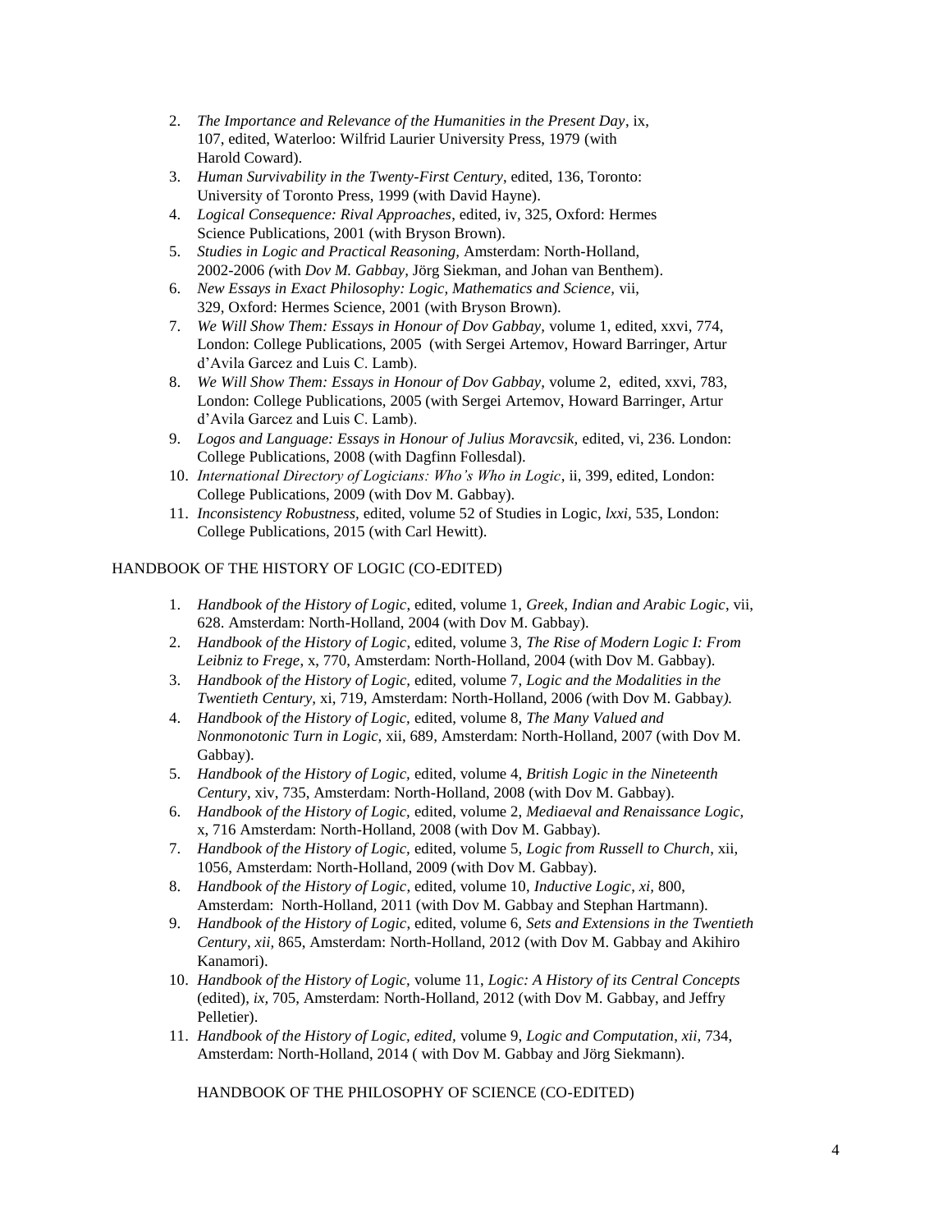2. *The Importance and Relevance of the Humanities in the Present Day*, ix, 107, edited, Waterloo: Wilfrid Laurier University Press, 1979 (with Harold Coward).
3. *Human Survivability in the Twenty-First Century*, edited, 136, Toronto: University of Toronto Press, 1999 (with David Hayne).
4. *Logical Consequence: Rival Approaches*, edited, iv, 325, Oxford: Hermes Science Publications, 2001 (with Bryson Brown).
5. *Studies in Logic and Practical Reasoning,* Amsterdam: North-Holland, 2002-2006 *(*with *Dov M. Gabbay,* Jörg Siekman, and Johan van Benthem).
6. *New Essays in Exact Philosophy: Logic, Mathematics and Science,* vii, 329, Oxford: Hermes Science, 2001 (with Bryson Brown).
7. *We Will Show Them: Essays in Honour of Dov Gabbay,* volume 1, edited, xxvi, 774, London: College Publications, 2005 (with Sergei Artemov, Howard Barringer, Artur d'Avila Garcez and Luis C. Lamb).
8. *We Will Show Them: Essays in Honour of Dov Gabbay,* volume 2, edited, xxvi, 783, London: College Publications, 2005 (with Sergei Artemov, Howard Barringer, Artur d'Avila Garcez and Luis C. Lamb).
9. *Logos and Language: Essays in Honour of Julius Moravcsik,* edited, vi, 236. London: College Publications, 2008 (with Dagfinn Follesdal).
10. *International Directory of Logicians: Who's Who in Logic*, ii, 399, edited, London: College Publications, 2009 (with Dov M. Gabbay).
11. *Inconsistency Robustness,* edited, volume 52 of Studies in Logic, *lxxi,* 535, London: College Publications, 2015 (with Carl Hewitt).

HANDBOOK OF THE HISTORY OF LOGIC (CO-EDITED)

1. *Handbook of the History of Logic*, edited, volume 1, *Greek, Indian and Arabic Logic*, vii, 628. Amsterdam: North-Holland, 2004 (with Dov M. Gabbay).
2. *Handbook of the History of Logic*, edited, volume 3, *The Rise of Modern Logic I: From Leibniz to Frege*, x, 770, Amsterdam: North-Holland, 2004 (with Dov M. Gabbay).
3. *Handbook of the History of Logic,* edited, volume 7, *Logic and the Modalities in the Twentieth Century,* xi, 719, Amsterdam: North-Holland, 2006 *(*with Dov M. Gabbay*).*
4. *Handbook of the History of Logic,* edited, volume 8, *The Many Valued and Nonmonotonic Turn in Logic,* xii, 689, Amsterdam: North-Holland, 2007 (with Dov M. Gabbay).
5. *Handbook of the History of Logic,* edited, volume 4, *British Logic in the Nineteenth Century*, xiv, 735, Amsterdam: North-Holland, 2008 (with Dov M. Gabbay).
6. *Handbook of the History of Logic,* edited, volume 2, *Mediaeval and Renaissance Logic,* x, 716 Amsterdam: North-Holland, 2008 (with Dov M. Gabbay).
7. *Handbook of the History of Logic,* edited, volume 5, *Logic from Russell to Church*, xii, 1056, Amsterdam: North-Holland, 2009 (with Dov M. Gabbay).
8. *Handbook of the History of Logic*, edited, volume 10, *Inductive Logic, xi,* 800, Amsterdam: North-Holland, 2011 (with Dov M. Gabbay and Stephan Hartmann).
9. *Handbook of the History of Logic*, edited, volume 6, *Sets and Extensions in the Twentieth Century, xii,* 865, Amsterdam: North-Holland, 2012 (with Dov M. Gabbay and Akihiro Kanamori).
10. *Handbook of the History of Logic,* volume 11, *Logic: A History of its Central Concepts* (edited), *ix,* 705, Amsterdam: North-Holland, 2012 (with Dov M. Gabbay, and Jeffry Pelletier).
11. *Handbook of the History of Logic, edited,* volume 9, *Logic and Computation*, *xii,* 734, Amsterdam: North-Holland, 2014 ( with Dov M. Gabbay and Jörg Siekmann).

HANDBOOK OF THE PHILOSOPHY OF SCIENCE (CO-EDITED)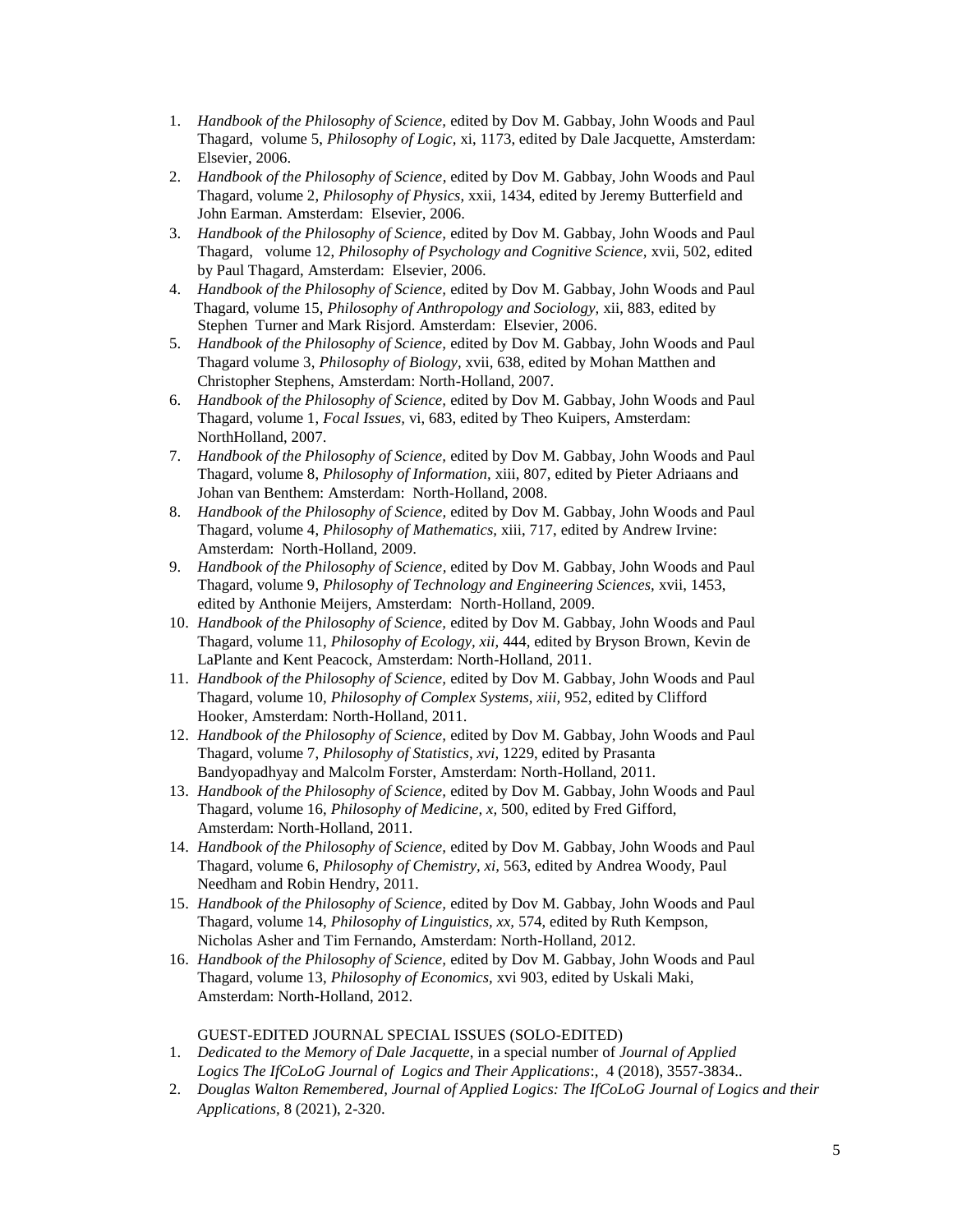1. *Handbook of the Philosophy of Science,* edited by Dov M. Gabbay, John Woods and Paul Thagard, volume 5, *Philosophy of Logic,* xi, 1173, edited by Dale Jacquette, Amsterdam: Elsevier, 2006.
2. *Handbook of the Philosophy of Science*, edited by Dov M. Gabbay, John Woods and Paul Thagard, volume 2, *Philosophy of Physics*, xxii, 1434, edited by Jeremy Butterfield and John Earman. Amsterdam: Elsevier, 2006.
3. *Handbook of the Philosophy of Science,* edited by Dov M. Gabbay, John Woods and Paul Thagard, volume 12, *Philosophy of Psychology and Cognitive Science,* xvii, 502, edited by Paul Thagard, Amsterdam: Elsevier, 2006.
4. *Handbook of the Philosophy of Science,* edited by Dov M. Gabbay, John Woods and Paul Thagard, volume 15, *Philosophy of Anthropology and Sociology,* xii, 883, edited by Stephen Turner and Mark Risjord. Amsterdam: Elsevier, 2006.
5. *Handbook of the Philosophy of Science,* edited by Dov M. Gabbay, John Woods and Paul Thagard volume 3, *Philosophy of Biology,* xvii, 638, edited by Mohan Matthen and Christopher Stephens, Amsterdam: North-Holland, 2007.
6. *Handbook of the Philosophy of Science,* edited by Dov M. Gabbay, John Woods and Paul Thagard, volume 1, *Focal Issues,* vi, 683, edited by Theo Kuipers, Amsterdam: NorthHolland, 2007.
7. *Handbook of the Philosophy of Science,* edited by Dov M. Gabbay, John Woods and Paul Thagard, volume 8, *Philosophy of Information,* xiii, 807, edited by Pieter Adriaans and Johan van Benthem: Amsterdam: North-Holland, 2008.
8. *Handbook of the Philosophy of Science,* edited by Dov M. Gabbay, John Woods and Paul Thagard, volume 4, *Philosophy of Mathematics,* xiii, 717, edited by Andrew Irvine: Amsterdam: North-Holland, 2009.
9. *Handbook of the Philosophy of Science*, edited by Dov M. Gabbay, John Woods and Paul Thagard, volume 9, *Philosophy of Technology and Engineering Sciences,* xvii, 1453, edited by Anthonie Meijers, Amsterdam: North-Holland, 2009.
10. *Handbook of the Philosophy of Science,* edited by Dov M. Gabbay, John Woods and Paul Thagard, volume 11, *Philosophy of Ecology, xii,* 444, edited by Bryson Brown, Kevin de LaPlante and Kent Peacock, Amsterdam: North-Holland, 2011.
11. *Handbook of the Philosophy of Science,* edited by Dov M. Gabbay, John Woods and Paul Thagard, volume 10, *Philosophy of Complex Systems, xiii,* 952, edited by Clifford Hooker, Amsterdam: North-Holland, 2011.
12. *Handbook of the Philosophy of Science,* edited by Dov M. Gabbay, John Woods and Paul Thagard, volume 7, *Philosophy of Statistics, xvi,* 1229, edited by Prasanta Bandyopadhyay and Malcolm Forster, Amsterdam: North-Holland, 2011.
13. *Handbook of the Philosophy of Science,* edited by Dov M. Gabbay, John Woods and Paul Thagard, volume 16, *Philosophy of Medicine, x,* 500, edited by Fred Gifford, Amsterdam: North-Holland, 2011.
14. *Handbook of the Philosophy of Science,* edited by Dov M. Gabbay, John Woods and Paul Thagard, volume 6, *Philosophy of Chemistry, xi,* 563, edited by Andrea Woody, Paul Needham and Robin Hendry, 2011.
15. *Handbook of the Philosophy of Science,* edited by Dov M. Gabbay, John Woods and Paul Thagard, volume 14, *Philosophy of Linguistics, xx,* 574, edited by Ruth Kempson, Nicholas Asher and Tim Fernando, Amsterdam: North-Holland, 2012.
16. *Handbook of the Philosophy of Science,* edited by Dov M. Gabbay, John Woods and Paul Thagard, volume 13, *Philosophy of Economics,* xvi 903, edited by Uskali Maki, Amsterdam: North-Holland, 2012.

GUEST-EDITED JOURNAL SPECIAL ISSUES (SOLO-EDITED)

1. *Dedicated to the Memory of Dale Jacquette,* in a special number of *Journal of Applied Logics The IfCoLoG Journal of Logics and Their Applications*:, 4 (2018), 3557-3834..
2. *Douglas Walton Remembered, Journal of Applied Logics: The IfCoLoG Journal of Logics and their Applications,* 8 (2021), 2-320.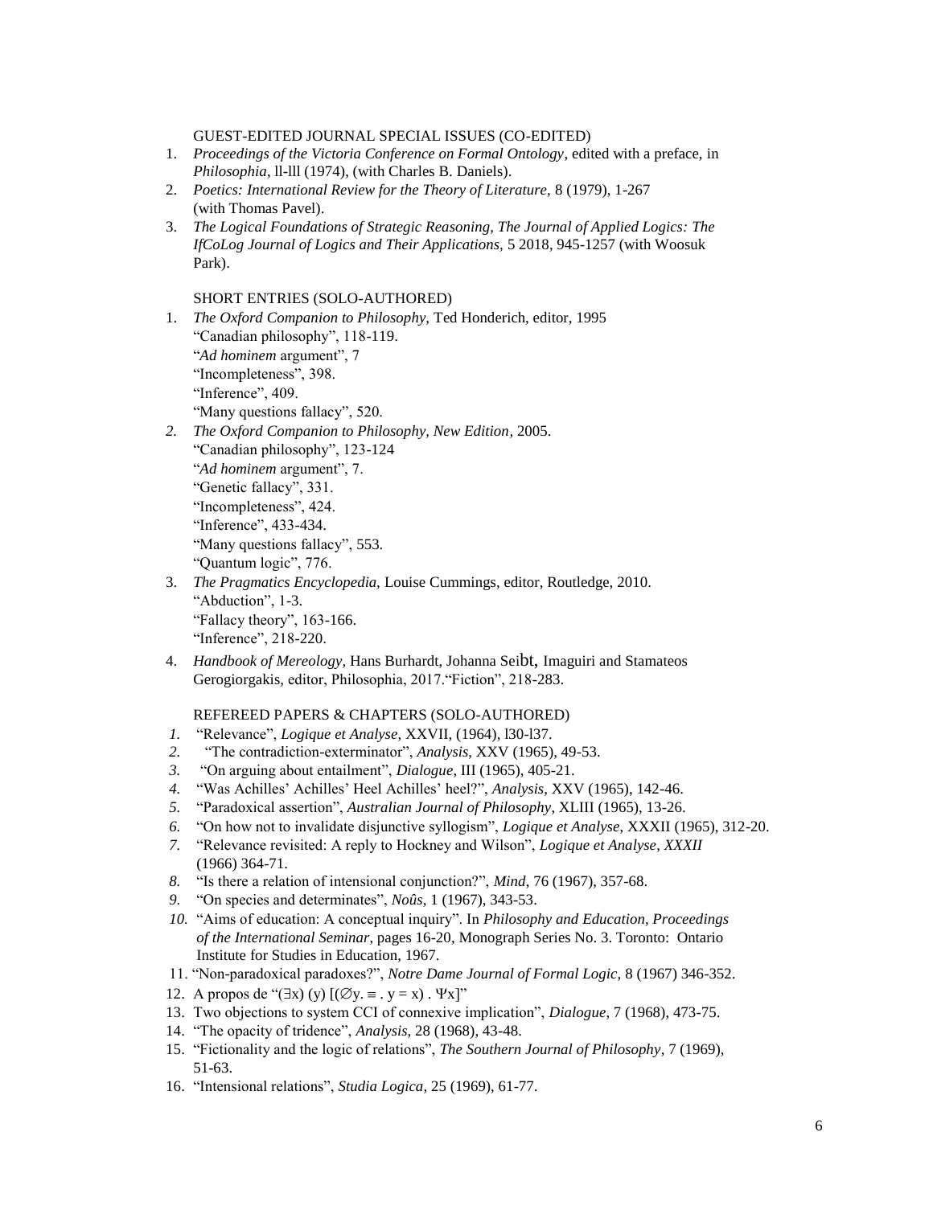GUEST-EDITED JOURNAL SPECIAL ISSUES (CO-EDITED)

1. *Proceedings of the Victoria Conference on Formal Ontology*, edited with a preface, in *Philosophia*, ll-lll (1974), (with Charles B. Daniels).
2. *Poetics: International Review for the Theory of Literature,* 8 (1979), 1-267 (with Thomas Pavel).
3. *The Logical Foundations of Strategic Reasoning, The Journal of Applied Logics: The IfCoLog Journal of Logics and Their Applications,* 5 2018, 945-1257 (with Woosuk Park).

SHORT ENTRIES (SOLO-AUTHORED)

1. *The Oxford Companion to Philosophy,* Ted Honderich, editor, 1995
   "Canadian philosophy", 118-119.
   "*Ad hominem* argument", 7
   "Incompleteness", 398.
   "Inference", 409.
   "Many questions fallacy", 520.
2. *The Oxford Companion to Philosophy, New Edition,* 2005.
   "Canadian philosophy", 123-124
   "*Ad hominem* argument", 7.
   "Genetic fallacy", 331.
   "Incompleteness", 424.
   "Inference", 433-434.
   "Many questions fallacy", 553.
   "Quantum logic", 776.
3. *The Pragmatics Encyclopedia,* Louise Cummings, editor, Routledge, 2010.
   "Abduction", 1-3.
   "Fallacy theory", 163-166.
   "Inference", 218-220.
4. *Handbook of Mereology,* Hans Burhardt, Johanna Seibt, Imaguiri and Stamateos Gerogiorgakis, editor, Philosophia, 2017."Fiction", 218-283.

REFEREED PAPERS & CHAPTERS (SOLO-AUTHORED)

1. "Relevance", *Logique et Analyse,* XXVII, (1964), l30-l37.
2. "The contradiction-exterminator", *Analysis*, XXV (1965), 49-53.
3. "On arguing about entailment", *Dialogue*, III (1965), 405-21.
4. "Was Achilles' Achilles' Heel Achilles' heel?", *Analysis*, XXV (1965), 142-46.
5. "Paradoxical assertion", *Australian Journal of Philosophy*, XLIII (1965), 13-26.
6. "On how not to invalidate disjunctive syllogism", *Logique et Analyse,* XXXII (1965), 312-20.
7. "Relevance revisited: A reply to Hockney and Wilson", *Logique et Analyse*, *XXXII* (1966) 364-71.
8. "Is there a relation of intensional conjunction?", *Mind*, 76 (1967), 357-68.
9. "On species and determinates", *Noûs*, 1 (1967), 343-53.
10. "Aims of education: A conceptual inquiry". In *Philosophy and Education, Proceedings of the International Seminar*, pages 16-20, Monograph Series No. 3. Toronto: Ontario Institute for Studies in Education, 1967.
11. "Non-paradoxical paradoxes?", *Notre Dame Journal of Formal Logic,* 8 (1967) 346-352.
12. A propos de "$(\exists x)\ (y)\ [(\varnothing y. \equiv . \ y = x) \ . \ \Psi x]$"
13. Two objections to system CCI of connexive implication", *Dialogue*, 7 (1968), 473-75.
14. "The opacity of tridence", *Analysis,* 28 (1968), 43-48.
15. "Fictionality and the logic of relations", *The Southern Journal of Philosophy*, 7 (1969), 51-63.
16. "Intensional relations", *Studia Logica,* 25 (1969), 61-77.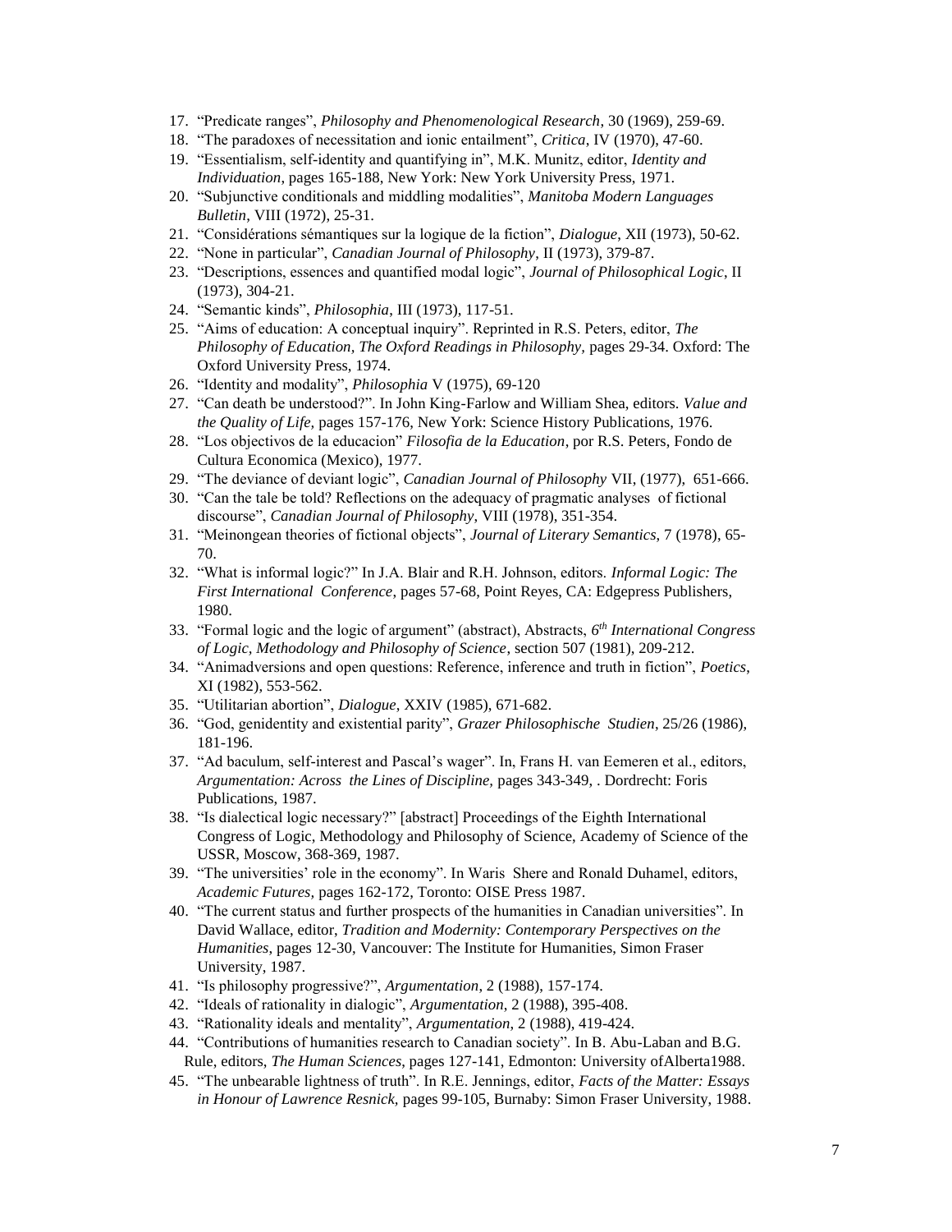17. "Predicate ranges", *Philosophy and Phenomenological Research*, 30 (1969), 259-69.
18. "The paradoxes of necessitation and ionic entailment", *Critica*, IV (1970), 47-60.
19. "Essentialism, self-identity and quantifying in", M.K. Munitz, editor, *Identity and Individuation*, pages 165-188, New York: New York University Press, 1971.
20. "Subjunctive conditionals and middling modalities", *Manitoba Modern Languages Bulletin*, VIII (1972), 25-31.
21. "Considérations sémantiques sur la logique de la fiction", *Dialogue*, XII (1973), 50-62.
22. "None in particular", *Canadian Journal of Philosophy*, II (1973), 379-87.
23. "Descriptions, essences and quantified modal logic", *Journal of Philosophical Logic*, II (1973), 304-21.
24. "Semantic kinds", *Philosophia*, III (1973), 117-51.
25. "Aims of education: A conceptual inquiry". Reprinted in R.S. Peters, editor, *The Philosophy of Education, The Oxford Readings in Philosophy,* pages 29-34. Oxford: The Oxford University Press, 1974.
26. "Identity and modality", *Philosophia* V (1975), 69-120
27. "Can death be understood?". In John King-Farlow and William Shea, editors. *Value and the Quality of Life,* pages 157-176, New York: Science History Publications, 1976.
28. "Los objectivos de la educacion" *Filosofia de la Education*, por R.S. Peters, Fondo de Cultura Economica (Mexico), 1977.
29. "The deviance of deviant logic", *Canadian Journal of Philosophy* VII, (1977), 651-666.
30. "Can the tale be told? Reflections on the adequacy of pragmatic analyses of fictional discourse", *Canadian Journal of Philosophy*, VIII (1978), 351-354.
31. "Meinongean theories of fictional objects", *Journal of Literary Semantics*, 7 (1978), 65-70.
32. "What is informal logic?" In J.A. Blair and R.H. Johnson, editors. *Informal Logic: The First International Conference*, pages 57-68, Point Reyes, CA: Edgepress Publishers, 1980.
33. "Formal logic and the logic of argument" (abstract), Abstracts, *6th International Congress of Logic, Methodology and Philosophy of Science*, section 507 (1981), 209-212.
34. "Animadversions and open questions: Reference, inference and truth in fiction", *Poetics*, XI (1982), 553-562.
35. "Utilitarian abortion", *Dialogue*, XXIV (1985), 671-682.
36. "God, genidentity and existential parity", *Grazer Philosophische Studien*, 25/26 (1986), 181-196.
37. "Ad baculum, self-interest and Pascal's wager". In, Frans H. van Eemeren et al., editors, *Argumentation: Across the Lines of Discipline,* pages 343-349, . Dordrecht: Foris Publications, 1987.
38. "Is dialectical logic necessary?" [abstract] Proceedings of the Eighth International Congress of Logic, Methodology and Philosophy of Science, Academy of Science of the USSR, Moscow, 368-369, 1987.
39. "The universities' role in the economy". In Waris Shere and Ronald Duhamel, editors, *Academic Futures,* pages 162-172, Toronto: OISE Press 1987.
40. "The current status and further prospects of the humanities in Canadian universities". In David Wallace, editor, *Tradition and Modernity: Contemporary Perspectives on the Humanities,* pages 12-30, Vancouver: The Institute for Humanities, Simon Fraser University, 1987.
41. "Is philosophy progressive?", *Argumentation*, 2 (1988), 157-174.
42. "Ideals of rationality in dialogic", *Argumentation*, 2 (1988), 395-408.
43. "Rationality ideals and mentality", *Argumentation,* 2 (1988), 419-424.
44. "Contributions of humanities research to Canadian society". In B. Abu-Laban and B.G. Rule, editors, *The Human Sciences,* pages 127-141, Edmonton: University ofAlberta1988.
45. "The unbearable lightness of truth". In R.E. Jennings, editor, *Facts of the Matter: Essays in Honour of Lawrence Resnick,* pages 99-105, Burnaby: Simon Fraser University, 1988.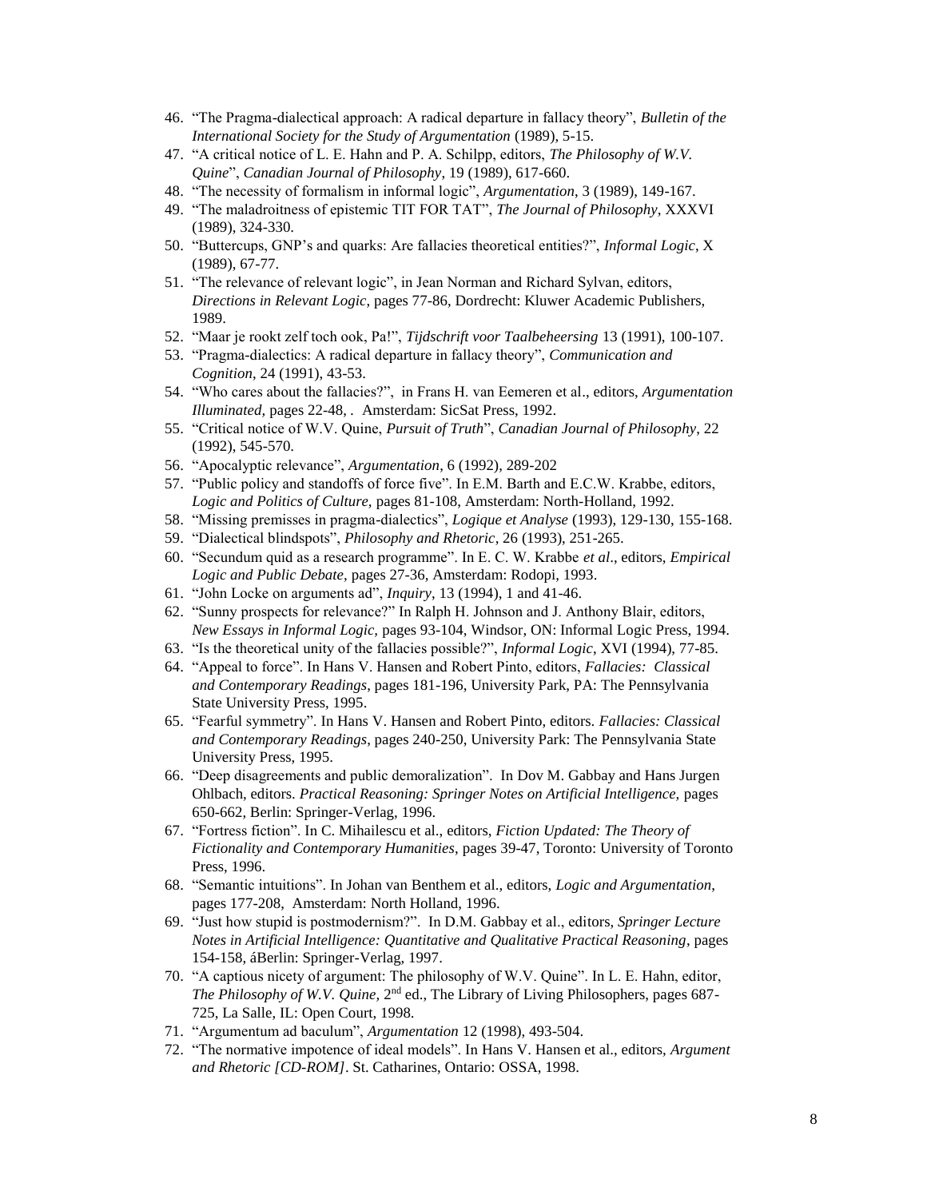46. "The Pragma-dialectical approach: A radical departure in fallacy theory", *Bulletin of the International Society for the Study of Argumentation* (1989), 5-15.
47. "A critical notice of L. E. Hahn and P. A. Schilpp, editors, *The Philosophy of W.V. Quine*", *Canadian Journal of Philosophy*, 19 (1989), 617-660.
48. "The necessity of formalism in informal logic", *Argumentation*, 3 (1989), 149-167.
49. "The maladroitness of epistemic TIT FOR TAT", *The Journal of Philosophy*, XXXVI (1989), 324-330.
50. "Buttercups, GNP's and quarks: Are fallacies theoretical entities?", *Informal Logic*, X (1989), 67-77.
51. "The relevance of relevant logic", in Jean Norman and Richard Sylvan, editors, *Directions in Relevant Logic*, pages 77-86, Dordrecht: Kluwer Academic Publishers, 1989.
52. "Maar je rookt zelf toch ook, Pa!", *Tijdschrift voor Taalbeheersing* 13 (1991), 100-107.
53. "Pragma-dialectics: A radical departure in fallacy theory", *Communication and Cognition*, 24 (1991), 43-53.
54. "Who cares about the fallacies?", in Frans H. van Eemeren et al., editors, *Argumentation Illuminated*, pages 22-48, . Amsterdam: SicSat Press, 1992.
55. "Critical notice of W.V. Quine, *Pursuit of Truth*", *Canadian Journal of Philosophy*, 22 (1992), 545-570.
56. "Apocalyptic relevance", *Argumentation*, 6 (1992), 289-202
57. "Public policy and standoffs of force five". In E.M. Barth and E.C.W. Krabbe, editors, *Logic and Politics of Culture*, pages 81-108, Amsterdam: North-Holland, 1992.
58. "Missing premisses in pragma-dialectics", *Logique et Analyse* (1993), 129-130, 155-168.
59. "Dialectical blindspots", *Philosophy and Rhetoric*, 26 (1993), 251-265.
60. "Secundum quid as a research programme". In E. C. W. Krabbe *et al*., editors, *Empirical Logic and Public Debate*, pages 27-36, Amsterdam: Rodopi, 1993.
61. "John Locke on arguments ad", *Inquiry*, 13 (1994), 1 and 41-46.
62. "Sunny prospects for relevance?" In Ralph H. Johnson and J. Anthony Blair, editors, *New Essays in Informal Logic*, pages 93-104, Windsor, ON: Informal Logic Press, 1994.
63. "Is the theoretical unity of the fallacies possible?", *Informal Logic*, XVI (1994), 77-85.
64. "Appeal to force". In Hans V. Hansen and Robert Pinto, editors, *Fallacies: Classical and Contemporary Readings*, pages 181-196, University Park, PA: The Pennsylvania State University Press, 1995.
65. "Fearful symmetry". In Hans V. Hansen and Robert Pinto, editors. *Fallacies: Classical and Contemporary Readings*, pages 240-250, University Park: The Pennsylvania State University Press, 1995.
66. "Deep disagreements and public demoralization". In Dov M. Gabbay and Hans Jurgen Ohlbach, editors. *Practical Reasoning: Springer Notes on Artificial Intelligence*, pages 650-662, Berlin: Springer-Verlag, 1996.
67. "Fortress fiction". In C. Mihailescu et al., editors, *Fiction Updated: The Theory of Fictionality and Contemporary Humanities*, pages 39-47, Toronto: University of Toronto Press, 1996.
68. "Semantic intuitions". In Johan van Benthem et al., editors, *Logic and Argumentation*, pages 177-208, Amsterdam: North Holland, 1996.
69. "Just how stupid is postmodernism?". In D.M. Gabbay et al., editors, *Springer Lecture Notes in Artificial Intelligence: Quantitative and Qualitative Practical Reasoning*, pages 154-158, áBerlin: Springer-Verlag, 1997.
70. "A captious nicety of argument: The philosophy of W.V. Quine". In L. E. Hahn, editor, *The Philosophy of W.V. Quine*, 2nd ed., The Library of Living Philosophers, pages 687-725, La Salle, IL: Open Court, 1998.
71. "Argumentum ad baculum", *Argumentation* 12 (1998), 493-504.
72. "The normative impotence of ideal models". In Hans V. Hansen et al., editors, *Argument and Rhetoric [CD-ROM]*. St. Catharines, Ontario: OSSA, 1998.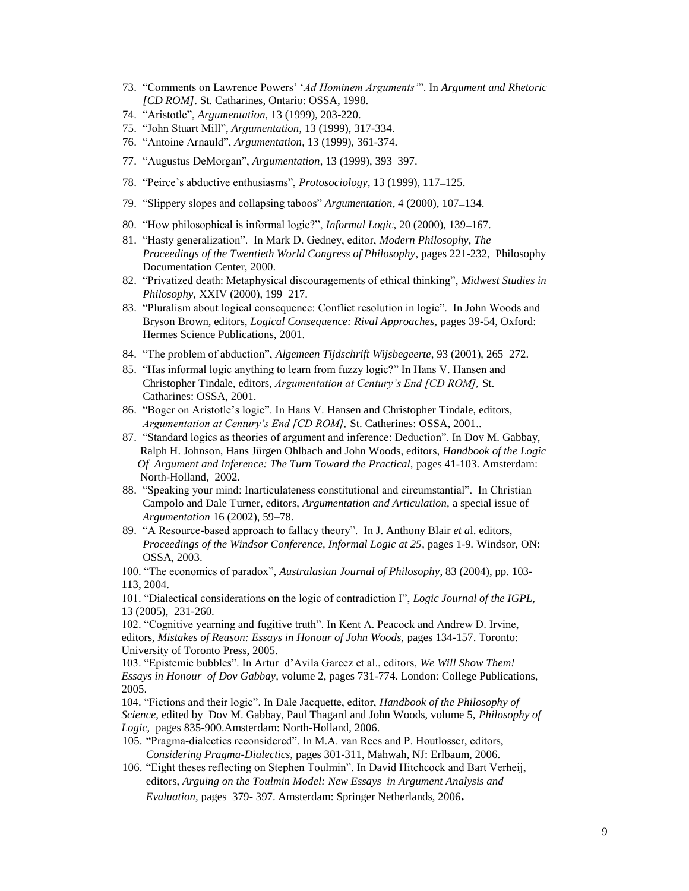73. "Comments on Lawrence Powers' '*Ad Hominem Arguments*'". In *Argument and Rhetoric [CD ROM]*. St. Catharines, Ontario: OSSA, 1998.
74. "Aristotle", *Argumentation,* 13 (1999), 203-220.
75. "John Stuart Mill", *Argumentation*, 13 (1999), 317-334.
76. "Antoine Arnauld", *Argumentation*, 13 (1999), 361-374.
77. "Augustus DeMorgan", *Argumentation*, 13 (1999), 393–397.
78. "Peirce's abductive enthusiasms", *Protosociology,* 13 (1999), 117–125.
79. "Slippery slopes and collapsing taboos" *Argumentation*, 4 (2000), 107–134.
80. "How philosophical is informal logic?", *Informal Logic,* 20 (2000), 139–167.
81. "Hasty generalization". In Mark D. Gedney, editor, *Modern Philosophy, The Proceedings of the Twentieth World Congress of Philosophy*, pages 221-232, Philosophy Documentation Center, 2000.
82. "Privatized death: Metaphysical discouragements of ethical thinking", *Midwest Studies in Philosophy,* XXIV (2000), 199–217.
83. "Pluralism about logical consequence: Conflict resolution in logic". In John Woods and Bryson Brown, editors, *Logical Consequence: Rival Approaches,* pages 39-54, Oxford: Hermes Science Publications, 2001.
84. "The problem of abduction", *Algemeen Tijdschrift Wijsbegeerte*, 93 (2001), 265–272.
85. "Has informal logic anything to learn from fuzzy logic?" In Hans V. Hansen and Christopher Tindale, editors, *Argumentation at Century's End [CD ROM],* St. Catharines: OSSA, 2001.
86. "Boger on Aristotle's logic". In Hans V. Hansen and Christopher Tindale, editors, *Argumentation at Century's End [CD ROM],* St. Catherines: OSSA, 2001..
87. "Standard logics as theories of argument and inference: Deduction". In Dov M. Gabbay, Ralph H. Johnson, Hans Jürgen Ohlbach and John Woods, editors, *Handbook of the Logic Of Argument and Inference: The Turn Toward the Practical,* pages 41-103. Amsterdam: North-Holland, 2002.
88. "Speaking your mind: Inarticulateness constitutional and circumstantial". In Christian Campolo and Dale Turner, editors, *Argumentation and Articulation*, a special issue of *Argumentation* 16 (2002), 59–78.
89. "A Resource-based approach to fallacy theory". In J. Anthony Blair *et a*l. editors, *Proceedings of the Windsor Conference, Informal Logic at 25*, pages 1-9. Windsor, ON: OSSA, 2003.

100. "The economics of paradox", *Australasian Journal of Philosophy,* 83 (2004), pp. 103-113, 2004.

101. "Dialectical considerations on the logic of contradiction I", *Logic Journal of the IGPL,* 13 (2005), 231-260.

102. "Cognitive yearning and fugitive truth". In Kent A. Peacock and Andrew D. Irvine, editors, *Mistakes of Reason: Essays in Honour of John Woods,* pages 134-157. Toronto: University of Toronto Press, 2005.

103. "Epistemic bubbles". In Artur d'Avila Garcez et al., editors, *We Will Show Them! Essays in Honour of Dov Gabbay,* volume 2, pages 731-774. London: College Publications, 2005.

104. "Fictions and their logic". In Dale Jacquette, editor, *Handbook of the Philosophy of Science,* edited by Dov M. Gabbay, Paul Thagard and John Woods, volume 5, *Philosophy of Logic,* pages 835-900.Amsterdam: North-Holland, 2006.

105. "Pragma-dialectics reconsidered". In M.A. van Rees and P. Houtlosser, editors, *Considering Pragma-Dialectics,* pages 301-311, Mahwah, NJ: Erlbaum, 2006.

106. "Eight theses reflecting on Stephen Toulmin". In David Hitchcock and Bart Verheij, editors, *Arguing on the Toulmin Model: New Essays in Argument Analysis and Evaluation,* pages 379- 397. Amsterdam: Springer Netherlands, 2006**.**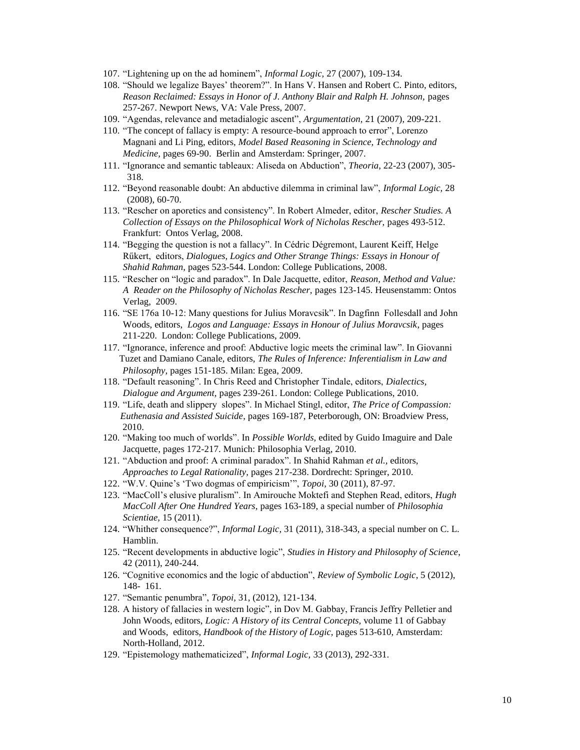107. "Lightening up on the ad hominem", *Informal Logic,* 27 (2007), 109-134.
108. "Should we legalize Bayes' theorem?". In Hans V. Hansen and Robert C. Pinto, editors, *Reason Reclaimed: Essays in Honor of J. Anthony Blair and Ralph H. Johnson,* pages 257-267. Newport News, VA: Vale Press, 2007.
109. "Agendas, relevance and metadialogic ascent", *Argumentation,* 21 (2007), 209-221.
110. "The concept of fallacy is empty: A resource-bound approach to error", Lorenzo Magnani and Li Ping, editors, *Model Based Reasoning in Science, Technology and Medicine,* pages 69-90. Berlin and Amsterdam: Springer, 2007.
111. "Ignorance and semantic tableaux: Aliseda on Abduction", *Theoria,* 22-23 (2007), 305-318.
112. "Beyond reasonable doubt: An abductive dilemma in criminal law", *Informal Logic,* 28 (2008), 60-70.
113. "Rescher on aporetics and consistency". In Robert Almeder, editor, *Rescher Studies. A Collection of Essays on the Philosophical Work of Nicholas Rescher,* pages 493-512. Frankfurt: Ontos Verlag, 2008.
114. "Begging the question is not a fallacy". In Cédric Dégremont, Laurent Keiff, Helge Rűkert, editors, *Dialogues, Logics and Other Strange Things: Essays in Honour of Shahid Rahman,* pages 523-544. London: College Publications, 2008.
115. "Rescher on "logic and paradox". In Dale Jacquette, editor, *Reason, Method and Value: A Reader on the Philosophy of Nicholas Rescher,* pages 123-145. Heusenstamm: Ontos Verlag, 2009.
116. "SE 176a 10-12: Many questions for Julius Moravcsik". In Dagfinn Follesdall and John Woods, editors, *Logos and Language: Essays in Honour of Julius Moravcsik,* pages 211-220. London: College Publications, 2009.
117. "Ignorance, inference and proof: Abductive logic meets the criminal law". In Giovanni Tuzet and Damiano Canale, editors, *The Rules of Inference: Inferentialism in Law and Philosophy,* pages 151-185. Milan: Egea, 2009.
118. "Default reasoning". In Chris Reed and Christopher Tindale, editors, *Dialectics, Dialogue and Argument,* pages 239-261. London: College Publications, 2010.
119. "Life, death and slippery slopes". In Michael Stingl, editor, *The Price of Compassion: Euthenasia and Assisted Suicide,* pages 169-187, Peterborough, ON: Broadview Press, 2010.
120. "Making too much of worlds". In *Possible Worlds,* edited by Guido Imaguire and Dale Jacquette, pages 172-217. Munich: Philosophia Verlag, 2010.
121. "Abduction and proof: A criminal paradox". In Shahid Rahman *et al.,* editors, *Approaches to Legal Rationality,* pages 217-238. Dordrecht: Springer, 2010.
122. "W.V. Quine's 'Two dogmas of empiricism'", *Topoi,* 30 (2011), 87-97.
123. "MacColl's elusive pluralism". In Amirouche Moktefi and Stephen Read, editors, *Hugh MacColl After One Hundred Years,* pages 163-189, a special number of *Philosophia Scientiae,* 15 (2011).
124. "Whither consequence?", *Informal Logic,* 31 (2011), 318-343, a special number on C. L. Hamblin.
125. "Recent developments in abductive logic", *Studies in History and Philosophy of Science*, 42 (2011), 240-244.
126. "Cognitive economics and the logic of abduction", *Review of Symbolic Logic,* 5 (2012), 148- 161.
127. "Semantic penumbra", *Topoi,* 31, (2012), 121-134.
128. A history of fallacies in western logic", in Dov M. Gabbay, Francis Jeffry Pelletier and John Woods, editors, *Logic: A History of its Central Concepts,* volume 11 of Gabbay and Woods, editors, *Handbook of the History of Logic,* pages 513-610, Amsterdam: North-Holland, 2012.
129. "Epistemology mathematicized", *Informal Logic,* 33 (2013), 292-331.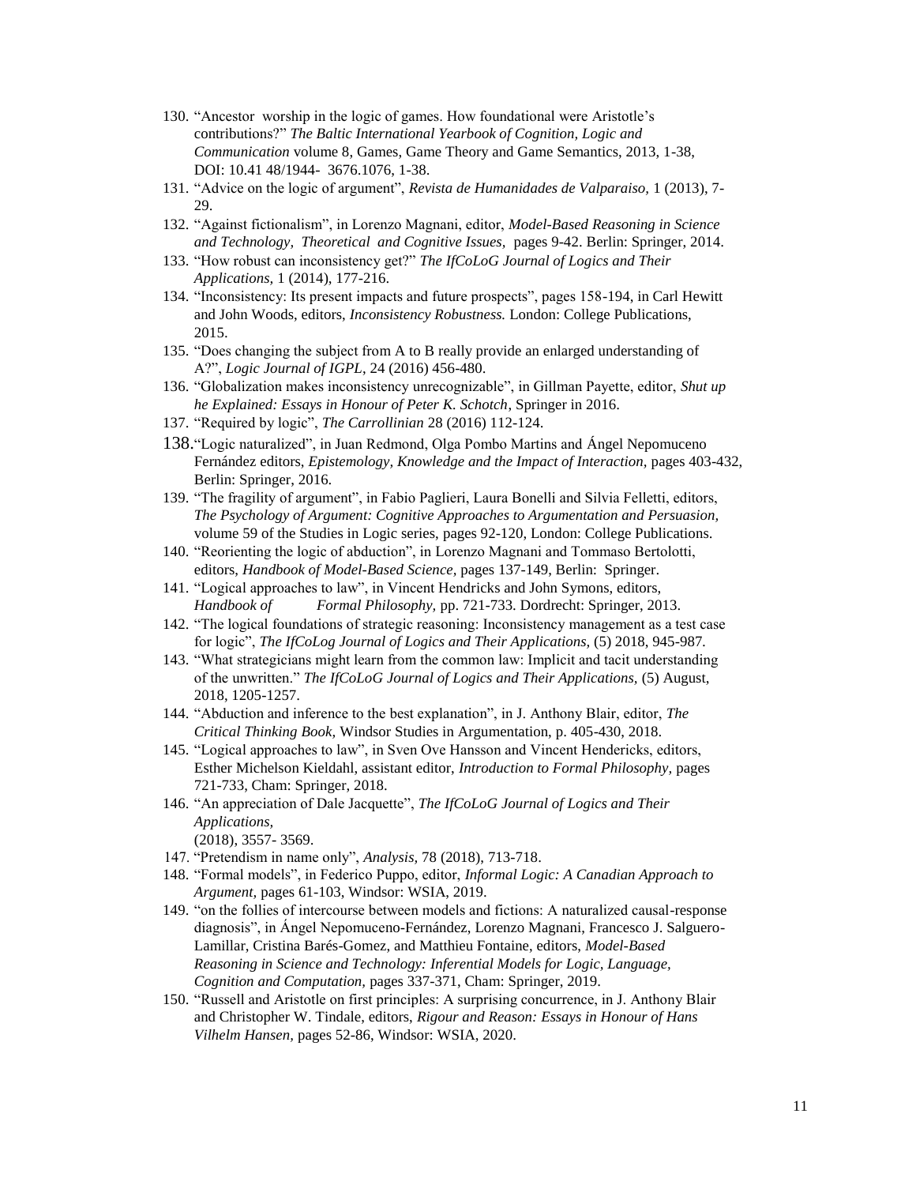130. "Ancestor worship in the logic of games. How foundational were Aristotle's contributions?" *The Baltic International Yearbook of Cognition, Logic and Communication* volume 8, Games, Game Theory and Game Semantics, 2013, 1-38, DOI: 10.41 48/1944- 3676.1076, 1-38.
131. "Advice on the logic of argument", *Revista de Humanidades de Valparaiso,* 1 (2013), 7-29.
132. "Against fictionalism", in Lorenzo Magnani, editor, *Model-Based Reasoning in Science and Technology, Theoretical and Cognitive Issues,* pages 9-42. Berlin: Springer, 2014.
133. "How robust can inconsistency get?" *The IfCoLoG Journal of Logics and Their Applications,* 1 (2014), 177-216.
134. "Inconsistency: Its present impacts and future prospects", pages 158-194, in Carl Hewitt and John Woods, editors, *Inconsistency Robustness.* London: College Publications, 2015.
135. "Does changing the subject from A to B really provide an enlarged understanding of A?", *Logic Journal of IGPL,* 24 (2016) 456-480.
136. "Globalization makes inconsistency unrecognizable", in Gillman Payette, editor, *Shut up he Explained: Essays in Honour of Peter K. Schotch*, Springer in 2016.
137. "Required by logic", *The Carrollinian* 28 (2016) 112-124.
138. "Logic naturalized", in Juan Redmond, Olga Pombo Martins and Ángel Nepomuceno Fernández editors, *Epistemology, Knowledge and the Impact of Interaction,* pages 403-432, Berlin: Springer, 2016.
139. "The fragility of argument", in Fabio Paglieri, Laura Bonelli and Silvia Felletti, editors, *The Psychology of Argument: Cognitive Approaches to Argumentation and Persuasion,* volume 59 of the Studies in Logic series, pages 92-120, London: College Publications.
140. "Reorienting the logic of abduction", in Lorenzo Magnani and Tommaso Bertolotti, editors, *Handbook of Model-Based Science,* pages 137-149, Berlin: Springer.
141. "Logical approaches to law", in Vincent Hendricks and John Symons, editors, *Handbook of Formal Philosophy,* pp. 721-733. Dordrecht: Springer, 2013.
142. "The logical foundations of strategic reasoning: Inconsistency management as a test case for logic", *The IfCoLog Journal of Logics and Their Applications,* (5) 2018, 945-987.
143. "What strategicians might learn from the common law: Implicit and tacit understanding of the unwritten." *The IfCoLoG Journal of Logics and Their Applications,* (5) August, 2018, 1205-1257.
144. "Abduction and inference to the best explanation", in J. Anthony Blair, editor, *The Critical Thinking Book,* Windsor Studies in Argumentation, p. 405-430, 2018.
145. "Logical approaches to law", in Sven Ove Hansson and Vincent Hendericks, editors, Esther Michelson Kieldahl, assistant editor, *Introduction to Formal Philosophy,* pages 721-733, Cham: Springer, 2018.
146. "An appreciation of Dale Jacquette", *The IfCoLoG Journal of Logics and Their Applications,* (2018), 3557- 3569.
147. "Pretendism in name only", *Analysis,* 78 (2018), 713-718.
148. "Formal models", in Federico Puppo, editor, *Informal Logic: A Canadian Approach to Argument,* pages 61-103, Windsor: WSIA, 2019.
149. "on the follies of intercourse between models and fictions: A naturalized causal-response diagnosis", in Ángel Nepomuceno-Fernández, Lorenzo Magnani, Francesco J. Salguero-Lamillar, Cristina Barés-Gomez, and Matthieu Fontaine, editors, *Model-Based Reasoning in Science and Technology: Inferential Models for Logic, Language, Cognition and Computation,* pages 337-371, Cham: Springer, 2019.
150. "Russell and Aristotle on first principles: A surprising concurrence, in J. Anthony Blair and Christopher W. Tindale, editors, *Rigour and Reason: Essays in Honour of Hans Vilhelm Hansen,* pages 52-86, Windsor: WSIA, 2020.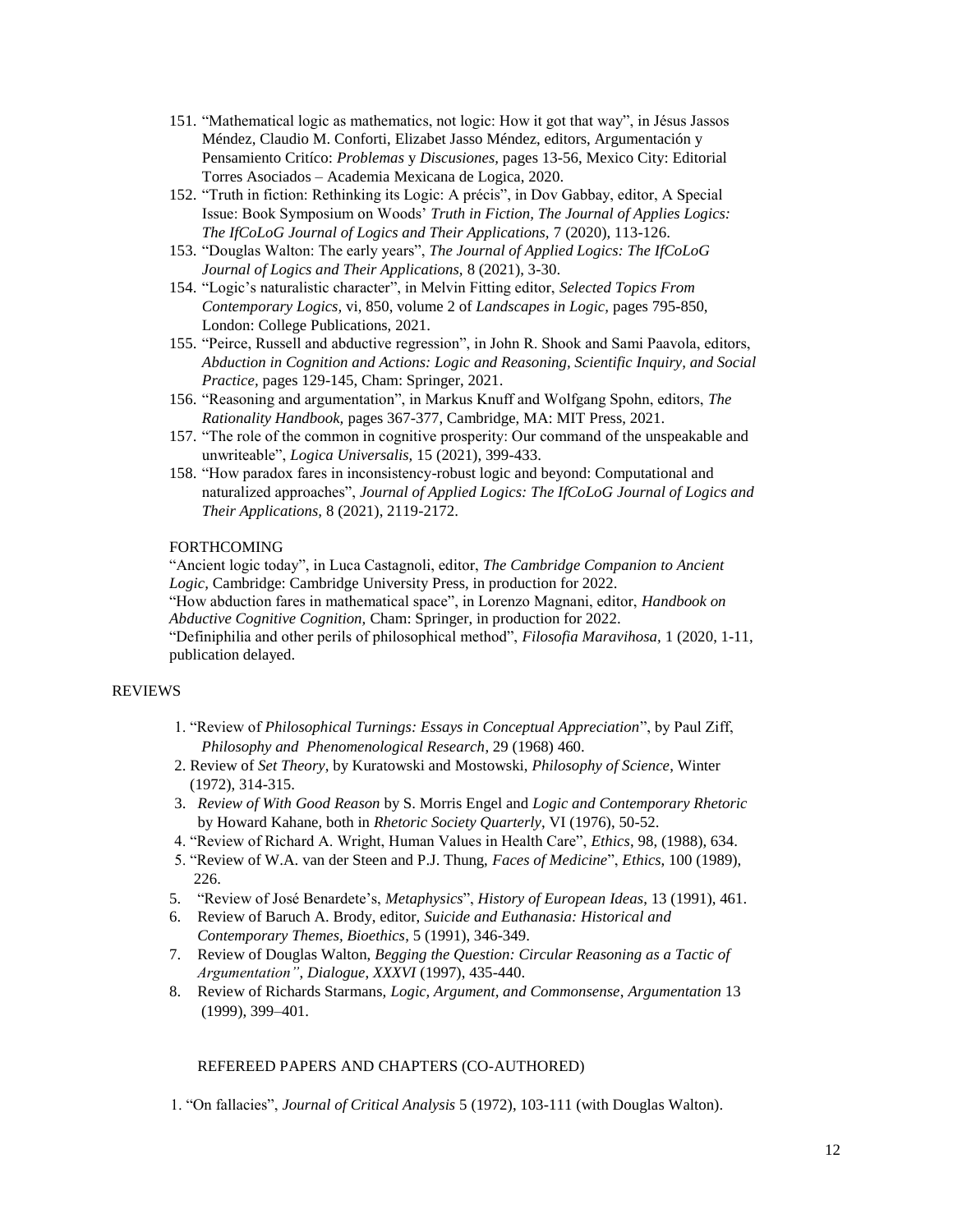151. "Mathematical logic as mathematics, not logic: How it got that way", in Jésus Jassos Méndez, Claudio M. Conforti, Elizabet Jasso Méndez, editors, Argumentación y Pensamiento Critíco: *Problemas* y *Discusiones,* pages 13-56, Mexico City: Editorial Torres Asociados – Academia Mexicana de Logica, 2020.
152. "Truth in fiction: Rethinking its Logic: A précis", in Dov Gabbay, editor, A Special Issue: Book Symposium on Woods' *Truth in Fiction, The Journal of Applies Logics: The IfCoLoG Journal of Logics and Their Applications,* 7 (2020), 113-126.
153. "Douglas Walton: The early years", *The Journal of Applied Logics: The IfCoLoG Journal of Logics and Their Applications,* 8 (2021), 3-30.
154. "Logic's naturalistic character", in Melvin Fitting editor, *Selected Topics From Contemporary Logics,* vi, 850, volume 2 of *Landscapes in Logic,* pages 795-850, London: College Publications, 2021.
155. "Peirce, Russell and abductive regression", in John R. Shook and Sami Paavola, editors, *Abduction in Cognition and Actions: Logic and Reasoning, Scientific Inquiry, and Social Practice,* pages 129-145, Cham: Springer, 2021.
156. "Reasoning and argumentation", in Markus Knuff and Wolfgang Spohn, editors, *The Rationality Handbook,* pages 367-377, Cambridge, MA: MIT Press, 2021.
157. "The role of the common in cognitive prosperity: Our command of the unspeakable and unwriteable", *Logica Universalis,* 15 (2021), 399-433.
158. "How paradox fares in inconsistency-robust logic and beyond: Computational and naturalized approaches", *Journal of Applied Logics: The IfCoLoG Journal of Logics and Their Applications,* 8 (2021), 2119-2172.

FORTHCOMING

"Ancient logic today", in Luca Castagnoli, editor, *The Cambridge Companion to Ancient Logic,* Cambridge: Cambridge University Press, in production for 2022.
"How abduction fares in mathematical space", in Lorenzo Magnani, editor, *Handbook on Abductive Cognitive Cognition,* Cham: Springer, in production for 2022.
"Definiphilia and other perils of philosophical method", *Filosofia Maravihosa,* 1 (2020, 1-11, publication delayed.

## REVIEWS

1. "Review of *Philosophical Turnings: Essays in Conceptual Appreciation*", by Paul Ziff, *Philosophy and Phenomenological Research*, 29 (1968) 460.
2. Review of *Set Theory*, by Kuratowski and Mostowski, *Philosophy of Science*, Winter (1972), 314-315.
3. *Review of With Good Reason* by S. Morris Engel and *Logic and Contemporary Rhetoric* by Howard Kahane, both in *Rhetoric Society Quarterly,* VI (1976), 50-52.
4. "Review of Richard A. Wright, Human Values in Health Care", *Ethics*, 98, (1988), 634.
5. "Review of W.A. van der Steen and P.J. Thung, *Faces of Medicine*", *Ethics*, 100 (1989), 226.
5. "Review of José Benardete's, *Metaphysics*", *History of European Ideas,* 13 (1991), 461.
6. Review of Baruch A. Brody, editor, *Suicide and Euthanasia: Historical and Contemporary Themes, Bioethics*, 5 (1991), 346-349.
7. Review of Douglas Walton, *Begging the Question: Circular Reasoning as a Tactic of Argumentation", Dialogue, XXXVI* (1997), 435-440.
8. Review of Richards Starmans, *Logic, Argument, and Commonsense, Argumentation* 13 (1999), 399–401.

## REFEREED PAPERS AND CHAPTERS (CO-AUTHORED)

1. "On fallacies", *Journal of Critical Analysis* 5 (1972), 103-111 (with Douglas Walton).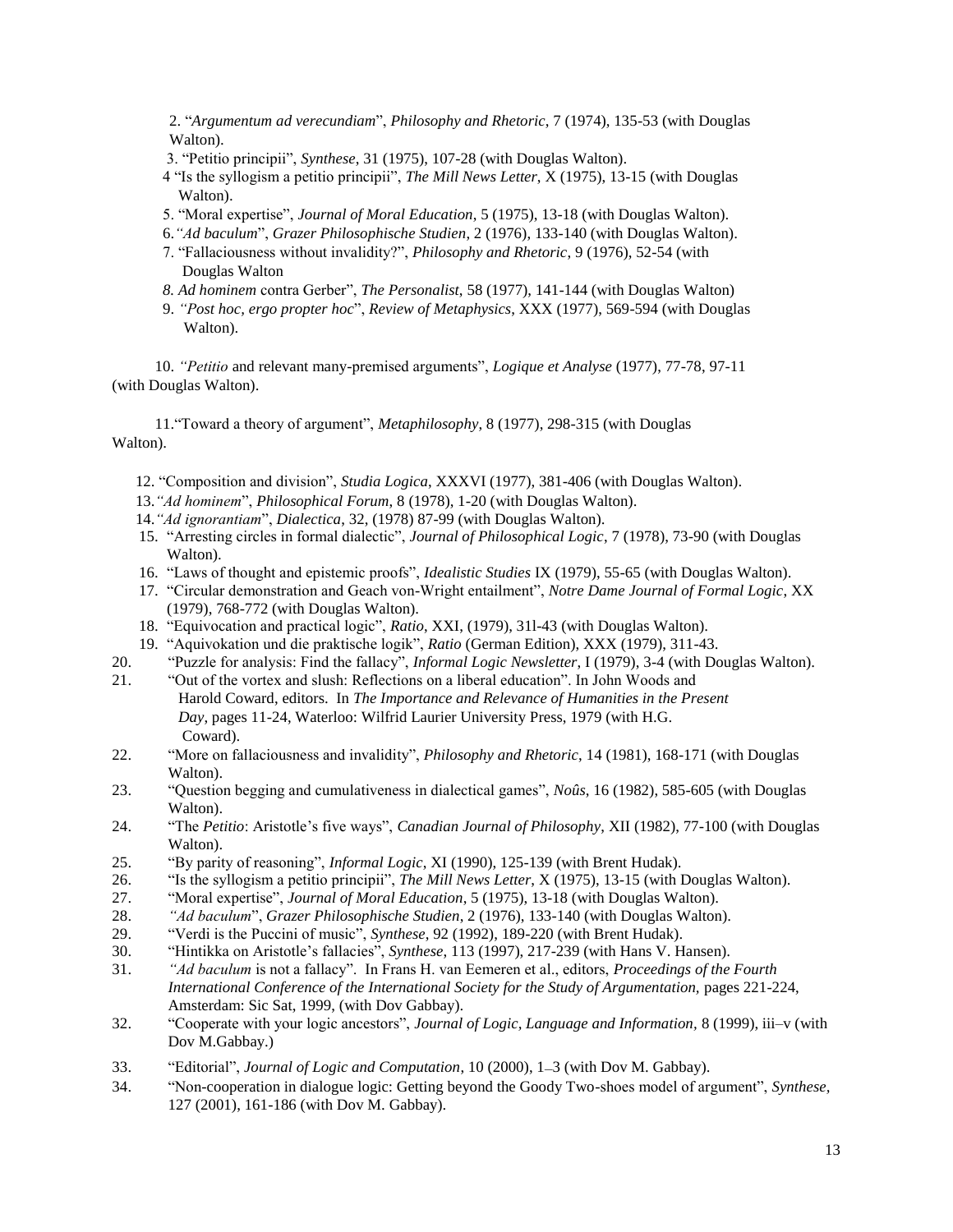2. "*Argumentum ad verecundiam*", *Philosophy and Rhetoric*, 7 (1974), 135-53 (with Douglas Walton).

3. "Petitio principii", *Synthese*, 31 (1975), 107-28 (with Douglas Walton).

4 "Is the syllogism a petitio principii", *The Mill News Letter*, X (1975), 13-15 (with Douglas Walton).

5. "Moral expertise", *Journal of Moral Education*, 5 (1975), 13-18 (with Douglas Walton).

6. *"Ad baculum*", *Grazer Philosophische Studien*, 2 (1976), 133-140 (with Douglas Walton).

7. "Fallaciousness without invalidity?", *Philosophy and Rhetoric*, 9 (1976), 52-54 (with Douglas Walton

*8. Ad hominem* contra Gerber", *The Personalist*, 58 (1977), 141-144 (with Douglas Walton)

9. *"Post hoc, ergo propter hoc*", *Review of Metaphysics*, XXX (1977), 569-594 (with Douglas Walton).

10. *"Petitio* and relevant many-premised arguments", *Logique et Analyse* (1977), 77-78, 97-11 (with Douglas Walton).

11."Toward a theory of argument", *Metaphilosophy*, 8 (1977), 298-315 (with Douglas Walton).

12. "Composition and division", *Studia Logica*, XXXVI (1977), 381-406 (with Douglas Walton).

13. *"Ad hominem*", *Philosophical Forum*, 8 (1978), 1-20 (with Douglas Walton).

14. *"Ad ignorantiam*", *Dialectica*, 32, (1978) 87-99 (with Douglas Walton).

15. "Arresting circles in formal dialectic", *Journal of Philosophical Logic*, 7 (1978), 73-90 (with Douglas Walton).

16. "Laws of thought and epistemic proofs", *Idealistic Studies* IX (1979), 55-65 (with Douglas Walton).

17. "Circular demonstration and Geach von-Wright entailment", *Notre Dame Journal of Formal Logic*, XX (1979), 768-772 (with Douglas Walton).

18. "Equivocation and practical logic", *Ratio*, XXI, (1979), 31l-43 (with Douglas Walton).

19. "Aquivokation und die praktische logik", *Ratio* (German Edition), XXX (1979), 311-43.

20. "Puzzle for analysis: Find the fallacy", *Informal Logic Newsletter*, I (1979), 3-4 (with Douglas Walton).

21. "Out of the vortex and slush: Reflections on a liberal education". In John Woods and Harold Coward, editors. In *The Importance and Relevance of Humanities in the Present Day*, pages 11-24, Waterloo: Wilfrid Laurier University Press, 1979 (with H.G. Coward).

22. "More on fallaciousness and invalidity", *Philosophy and Rhetoric*, 14 (1981), 168-171 (with Douglas Walton).

23. "Question begging and cumulativeness in dialectical games", *Noûs*, 16 (1982), 585-605 (with Douglas Walton).

24. "The *Petitio*: Aristotle's five ways", *Canadian Journal of Philosophy*, XII (1982), 77-100 (with Douglas Walton).

25. "By parity of reasoning", *Informal Logic*, XI (1990), 125-139 (with Brent Hudak).

26. "Is the syllogism a petitio principii", *The Mill News Letter*, X (1975), 13-15 (with Douglas Walton).

27. "Moral expertise", *Journal of Moral Education*, 5 (1975), 13-18 (with Douglas Walton).

28. *"Ad baculum*", *Grazer Philosophische Studien*, 2 (1976), 133-140 (with Douglas Walton).

29. "Verdi is the Puccini of music", *Synthese*, 92 (1992), 189-220 (with Brent Hudak).

30. "Hintikka on Aristotle's fallacies", *Synthese*, 113 (1997), 217-239 (with Hans V. Hansen).

31. *"Ad baculum* is not a fallacy". In Frans H. van Eemeren et al., editors, *Proceedings of the Fourth International Conference of the International Society for the Study of Argumentation*, pages 221-224, Amsterdam: Sic Sat, 1999, (with Dov Gabbay).

32. "Cooperate with your logic ancestors", *Journal of Logic, Language and Information*, 8 (1999), iii–v (with Dov M.Gabbay.)

33. "Editorial", *Journal of Logic and Computation*, 10 (2000), 1–3 (with Dov M. Gabbay).

34. "Non-cooperation in dialogue logic: Getting beyond the Goody Two-shoes model of argument", *Synthese*, 127 (2001), 161-186 (with Dov M. Gabbay).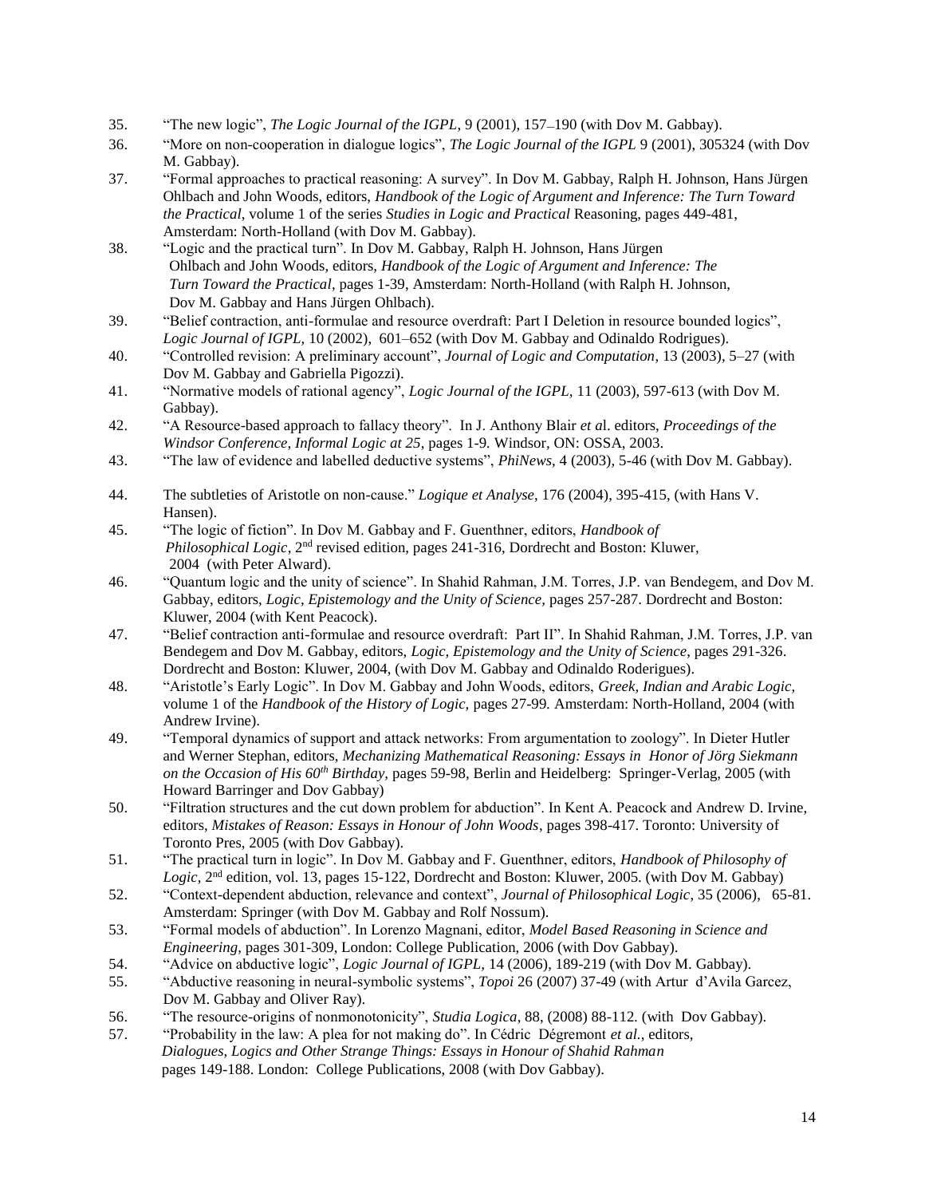35. "The new logic", *The Logic Journal of the IGPL*, 9 (2001), 157–190 (with Dov M. Gabbay).
36. "More on non-cooperation in dialogue logics", *The Logic Journal of the IGPL* 9 (2001), 305324 (with Dov M. Gabbay).
37. "Formal approaches to practical reasoning: A survey". In Dov M. Gabbay, Ralph H. Johnson, Hans Jürgen Ohlbach and John Woods, editors, *Handbook of the Logic of Argument and Inference: The Turn Toward the Practical*, volume 1 of the series *Studies in Logic and Practical* Reasoning, pages 449-481, Amsterdam: North-Holland (with Dov M. Gabbay).
38. "Logic and the practical turn". In Dov M. Gabbay, Ralph H. Johnson, Hans Jürgen Ohlbach and John Woods, editors, *Handbook of the Logic of Argument and Inference: The Turn Toward the Practical*, pages 1-39, Amsterdam: North-Holland (with Ralph H. Johnson, Dov M. Gabbay and Hans Jürgen Ohlbach).
39. "Belief contraction, anti-formulae and resource overdraft: Part I Deletion in resource bounded logics", *Logic Journal of IGPL,* 10 (2002), 601–652 (with Dov M. Gabbay and Odinaldo Rodrigues).
40. "Controlled revision: A preliminary account", *Journal of Logic and Computation*, 13 (2003), 5–27 (with Dov M. Gabbay and Gabriella Pigozzi).
41. "Normative models of rational agency", *Logic Journal of the IGPL,* 11 (2003), 597-613 (with Dov M. Gabbay).
42. "A Resource-based approach to fallacy theory". In J. Anthony Blair *et a*l. editors, *Proceedings of the Windsor Conference, Informal Logic at 25*, pages 1-9. Windsor, ON: OSSA, 2003.
43. "The law of evidence and labelled deductive systems", *PhiNews,* 4 (2003), 5-46 (with Dov M. Gabbay).
44. The subtleties of Aristotle on non-cause." *Logique et Analyse*, 176 (2004), 395-415, (with Hans V. Hansen).
45. "The logic of fiction". In Dov M. Gabbay and F. Guenthner, editors, *Handbook of Philosophical Logic*, 2nd revised edition, pages 241-316, Dordrecht and Boston: Kluwer, 2004 (with Peter Alward).
46. "Quantum logic and the unity of science". In Shahid Rahman, J.M. Torres, J.P. van Bendegem, and Dov M. Gabbay, editors, *Logic, Epistemology and the Unity of Science,* pages 257-287. Dordrecht and Boston: Kluwer, 2004 (with Kent Peacock).
47. "Belief contraction anti-formulae and resource overdraft: Part II". In Shahid Rahman, J.M. Torres, J.P. van Bendegem and Dov M. Gabbay, editors, *Logic, Epistemology and the Unity of Science*, pages 291-326. Dordrecht and Boston: Kluwer, 2004, (with Dov M. Gabbay and Odinaldo Roderigues).
48. "Aristotle's Early Logic". In Dov M. Gabbay and John Woods, editors, *Greek, Indian and Arabic Logic*, volume 1 of the *Handbook of the History of Logic,* pages 27-99. Amsterdam: North-Holland, 2004 (with Andrew Irvine).
49. "Temporal dynamics of support and attack networks: From argumentation to zoology". In Dieter Hutler and Werner Stephan, editors, *Mechanizing Mathematical Reasoning: Essays in Honor of Jörg Siekmann on the Occasion of His 60th Birthday,* pages 59-98, Berlin and Heidelberg: Springer-Verlag, 2005 (with Howard Barringer and Dov Gabbay)
50. "Filtration structures and the cut down problem for abduction". In Kent A. Peacock and Andrew D. Irvine, editors, *Mistakes of Reason: Essays in Honour of John Woods*, pages 398-417. Toronto: University of Toronto Pres, 2005 (with Dov Gabbay).
51. "The practical turn in logic". In Dov M. Gabbay and F. Guenthner, editors, *Handbook of Philosophy of Logic,* 2nd edition, vol. 13, pages 15-122, Dordrecht and Boston: Kluwer, 2005. (with Dov M. Gabbay)
52. "Context-dependent abduction, relevance and context", *Journal of Philosophical Logic*, 35 (2006), 65-81. Amsterdam: Springer (with Dov M. Gabbay and Rolf Nossum).
53. "Formal models of abduction". In Lorenzo Magnani, editor, *Model Based Reasoning in Science and Engineering,* pages 301-309, London: College Publication, 2006 (with Dov Gabbay).
54. "Advice on abductive logic", *Logic Journal of IGPL,* 14 (2006), 189-219 (with Dov M. Gabbay).
55. "Abductive reasoning in neural-symbolic systems", *Topoi* 26 (2007) 37-49 (with Artur d'Avila Garcez, Dov M. Gabbay and Oliver Ray).
56. "The resource-origins of nonmonotonicity", *Studia Logica*, 88, (2008) 88-112. (with Dov Gabbay).
57. "Probability in the law: A plea for not making do". In Cédric Dégremont *et al.*, editors, *Dialogues, Logics and Other Strange Things: Essays in Honour of Shahid Rahman* pages 149-188. London: College Publications, 2008 (with Dov Gabbay).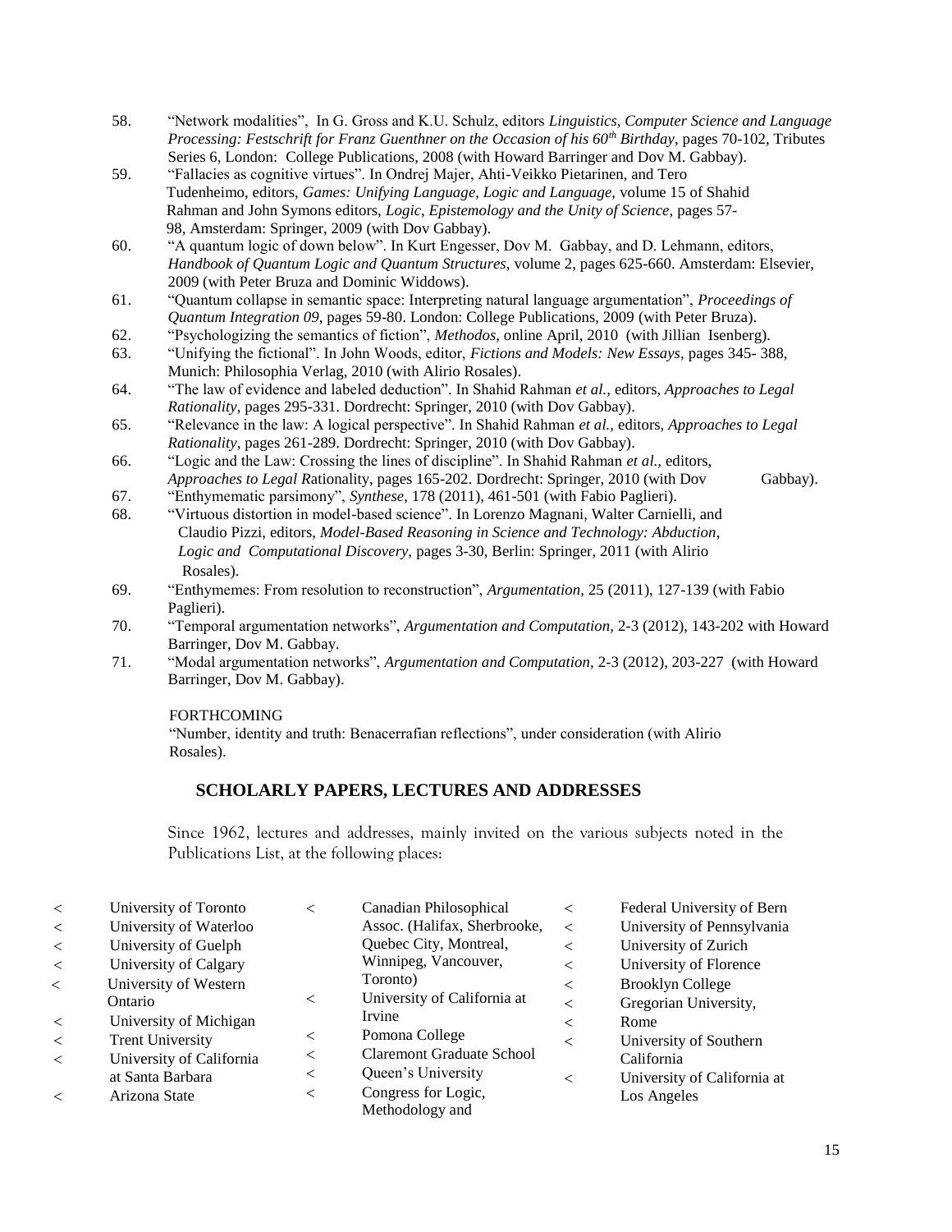58. "Network modalities", In G. Gross and K.U. Schulz, editors *Linguistics, Computer Science and Language Processing: Festschrift for Franz Guenthner on the Occasion of his 60th Birthday*, pages 70-102, Tributes Series 6, London: College Publications, 2008 (with Howard Barringer and Dov M. Gabbay).
59. "Fallacies as cognitive virtues". In Ondrej Majer, Ahti-Veikko Pietarinen, and Tero Tudenheimo, editors, *Games: Unifying Language, Logic and Language,* volume 15 of Shahid Rahman and John Symons editors, *Logic, Epistemology and the Unity of Science,* pages 57-98, Amsterdam: Springer, 2009 (with Dov Gabbay).
60. "A quantum logic of down below". In Kurt Engesser, Dov M. Gabbay, and D. Lehmann, editors, *Handbook of Quantum Logic and Quantum Structures,* volume 2, pages 625-660. Amsterdam: Elsevier, 2009 (with Peter Bruza and Dominic Widdows).
61. "Quantum collapse in semantic space: Interpreting natural language argumentation", *Proceedings of Quantum Integration 09*, pages 59-80. London: College Publications, 2009 (with Peter Bruza).
62. "Psychologizing the semantics of fiction", *Methodos,* online April, 2010 (with Jillian Isenberg).
63. "Unifying the fictional". In John Woods, editor, *Fictions and Models: New Essays,* pages 345- 388, Munich: Philosophia Verlag, 2010 (with Alirio Rosales).
64. "The law of evidence and labeled deduction". In Shahid Rahman *et al.,* editors, *Approaches to Legal Rationality,* pages 295-331. Dordrecht: Springer, 2010 (with Dov Gabbay).
65. "Relevance in the law: A logical perspective". In Shahid Rahman *et al.,* editors, *Approaches to Legal Rationality,* pages 261-289. Dordrecht: Springer, 2010 (with Dov Gabbay).
66. "Logic and the Law: Crossing the lines of discipline". In Shahid Rahman *et al.,* editors, *Approaches to Legal Rationality*, pages 165-202. Dordrecht: Springer, 2010 (with Dov Gabbay).
67. "Enthymematic parsimony", *Synthese*, 178 (2011), 461-501 (with Fabio Paglieri).
68. "Virtuous distortion in model-based science". In Lorenzo Magnani, Walter Carnielli, and Claudio Pizzi, editors, *Model-Based Reasoning in Science and Technology: Abduction, Logic and Computational Discovery,* pages 3-30, Berlin: Springer, 2011 (with Alirio Rosales).
69. "Enthymemes: From resolution to reconstruction", *Argumentation,* 25 (2011), 127-139 (with Fabio Paglieri).
70. "Temporal argumentation networks", *Argumentation and Computation,* 2-3 (2012), 143-202 with Howard Barringer, Dov M. Gabbay.
71. "Modal argumentation networks", *Argumentation and Computation,* 2-3 (2012), 203-227 (with Howard Barringer, Dov M. Gabbay).

FORTHCOMING

"Number, identity and truth: Benacerrafian reflections", under consideration (with Alirio Rosales).

## SCHOLARLY PAPERS, LECTURES AND ADDRESSES

Since 1962, lectures and addresses, mainly invited on the various subjects noted in the Publications List, at the following places:

- University of Toronto
- University of Waterloo
- University of Guelph
- University of Calgary
- University of Western Ontario
- University of Michigan
- Trent University
- University of California at Santa Barbara
- Arizona State
- Canadian Philosophical Assoc. (Halifax, Sherbrooke, Quebec City, Montreal, Winnipeg, Vancouver, Toronto)
- University of California at Irvine
- Pomona College
- Claremont Graduate School
- Queen's University
- Congress for Logic, Methodology and
- Federal University of Bern
- University of Pennsylvania
- University of Zurich
- University of Florence
- Brooklyn College
- Gregorian University, Rome
- University of Southern California
- University of California at Los Angeles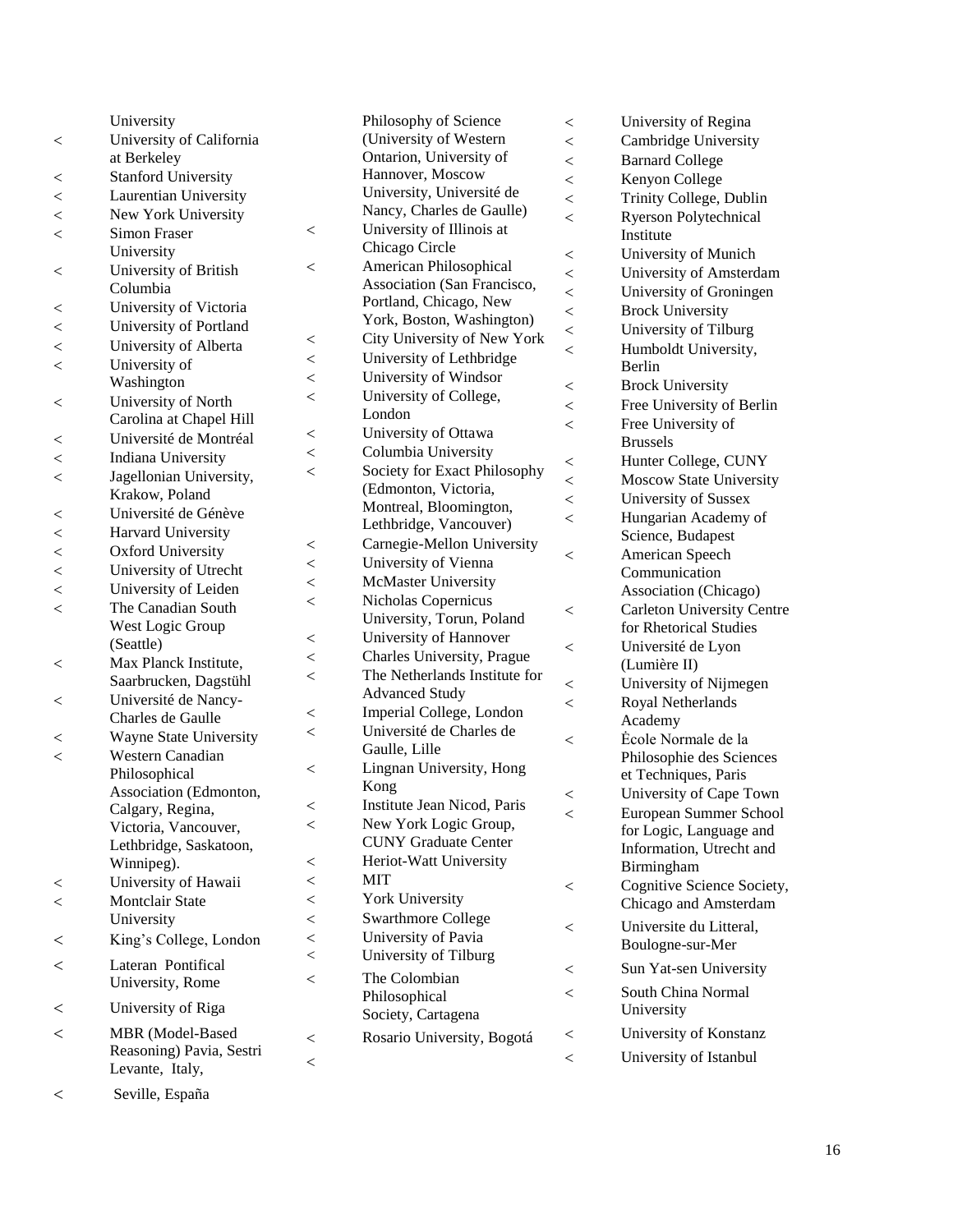University
- University of California at Berkeley
- Stanford University
- Laurentian University
- New York University
- Simon Fraser University
- University of British Columbia
- University of Victoria
- University of Portland
- University of Alberta
- University of Washington
- University of North Carolina at Chapel Hill
- Université de Montréal
- Indiana University
- Jagellonian University, Krakow, Poland
- Université de Génève
- Harvard University
- Oxford University
- University of Utrecht
- University of Leiden
- The Canadian South West Logic Group (Seattle)
- Max Planck Institute, Saarbrucken, Dagstühl
- Université de Nancy-Charles de Gaulle
- Wayne State University
- Western Canadian Philosophical Association (Edmonton, Calgary, Regina, Victoria, Vancouver, Lethbridge, Saskatoon, Winnipeg).
- University of Hawaii
- Montclair State University
- King's College, London
- Lateran Pontifical University, Rome
- University of Riga
- MBR (Model-Based Reasoning) Pavia, Sestri Levante, Italy,
- Seville, España

Philosophy of Science (University of Western Ontarion, University of Hannover, Moscow University, Université de Nancy, Charles de Gaulle)
- University of Illinois at Chicago Circle
- American Philosophical Association (San Francisco, Portland, Chicago, New York, Boston, Washington)
- City University of New York
- University of Lethbridge
- University of Windsor
- University of College, London
- University of Ottawa
- Columbia University
- Society for Exact Philosophy (Edmonton, Victoria, Montreal, Bloomington, Lethbridge, Vancouver)
- Carnegie-Mellon University
- University of Vienna
- McMaster University
- Nicholas Copernicus University, Torun, Poland
- University of Hannover
- Charles University, Prague
- The Netherlands Institute for Advanced Study
- Imperial College, London
- Université de Charles de Gaulle, Lille
- Lingnan University, Hong Kong
- Institute Jean Nicod, Paris
- New York Logic Group, CUNY Graduate Center
- Heriot-Watt University
- MIT
- York University
- Swarthmore College
- University of Pavia
- University of Tilburg
- The Colombian Philosophical Society, Cartagena
- Rosario University, Bogotá

- University of Regina
- Cambridge University
- Barnard College
- Kenyon College
- Trinity College, Dublin
- Ryerson Polytechnical Institute
- University of Munich
- University of Amsterdam
- University of Groningen
- Brock University
- University of Tilburg
- Humboldt University, Berlin
- Brock University
- Free University of Berlin
- Free University of Brussels
- Hunter College, CUNY
- Moscow State University
- University of Sussex
- Hungarian Academy of Science, Budapest
- American Speech Communication Association (Chicago)
- Carleton University Centre for Rhetorical Studies
- Université de Lyon (Lumière II)
- University of Nijmegen
- Royal Netherlands Academy
- Ėcole Normale de la Philosophie des Sciences et Techniques, Paris
- University of Cape Town
- European Summer School for Logic, Language and Information, Utrecht and Birmingham
- Cognitive Science Society, Chicago and Amsterdam
- Universite du Litteral, Boulogne-sur-Mer
- Sun Yat-sen University
- South China Normal University
- University of Konstanz
- University of Istanbul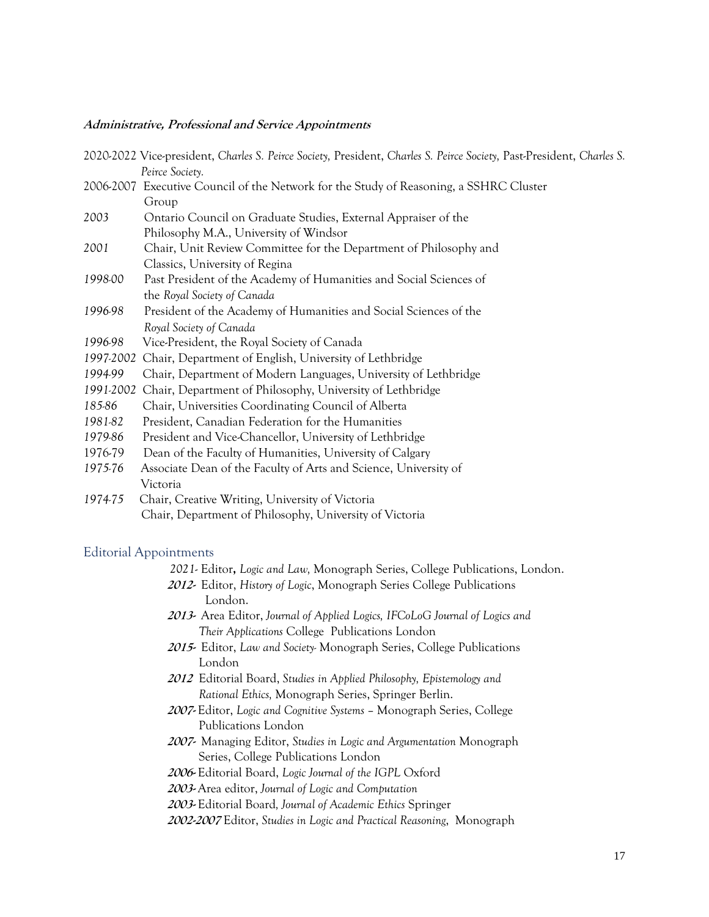#### ***Administrative, Professional and Service Appointments***

2020-2022 Vice-president, *Charles S. Peirce Society,* President, *Charles S. Peirce Society,* Past-President, *Charles S. Peirce Society.*
2006-2007 Executive Council of the Network for the Study of Reasoning, a SSHRC Cluster Group
*2003* Ontario Council on Graduate Studies, External Appraiser of the Philosophy M.A., University of Windsor
*2001* Chair, Unit Review Committee for the Department of Philosophy and Classics, University of Regina
*1998-00* Past President of the Academy of Humanities and Social Sciences of the *Royal Society of Canada*
*1996-98* President of the Academy of Humanities and Social Sciences of the *Royal Society of Canada*
*1996-98* Vice-President, the Royal Society of Canada
*1997-2002* Chair, Department of English, University of Lethbridge
*1994-99* Chair, Department of Modern Languages, University of Lethbridge
*1991-2002* Chair, Department of Philosophy, University of Lethbridge
*185-86* Chair, Universities Coordinating Council of Alberta
*1981-82* President, Canadian Federation for the Humanities
*1979-86* President and Vice-Chancellor, University of Lethbridge
1976-79 Dean of the Faculty of Humanities, University of Calgary
*1975-76* Associate Dean of the Faculty of Arts and Science, University of Victoria
*1974-75* Chair, Creative Writing, University of Victoria
Chair, Department of Philosophy, University of Victoria

## Editorial Appointments

*2021-* Editor**,** *Logic and Law,* Monograph Series, College Publications, London.
***2012-*** Editor, *History of Logic*, Monograph Series College Publications London.
***2013-*** Area Editor, *Journal of Applied Logics, IFCoLoG Journal of Logics and Their Applications* College Publications London
***2015-*** Editor, *Law and Society-* Monograph Series, College Publications London
***2012*** Editorial Board, *Studies in Applied Philosophy, Epistemology and Rational Ethics,* Monograph Series, Springer Berlin.
***2007-*** Editor, *Logic and Cognitive Systems* – Monograph Series, College Publications London
***2007-*** Managing Editor, *Studies in Logic and Argumentation* Monograph Series, College Publications London
***2006-*** Editorial Board, *Logic Journal of the IGPL* Oxford
***2003-*** Area editor, *Journal of Logic and Computation*
***2003-*** Editorial Board*, Journal of Academic Ethics* Springer
***2002-2007*** Editor, *Studies in Logic and Practical Reasoning*, Monograph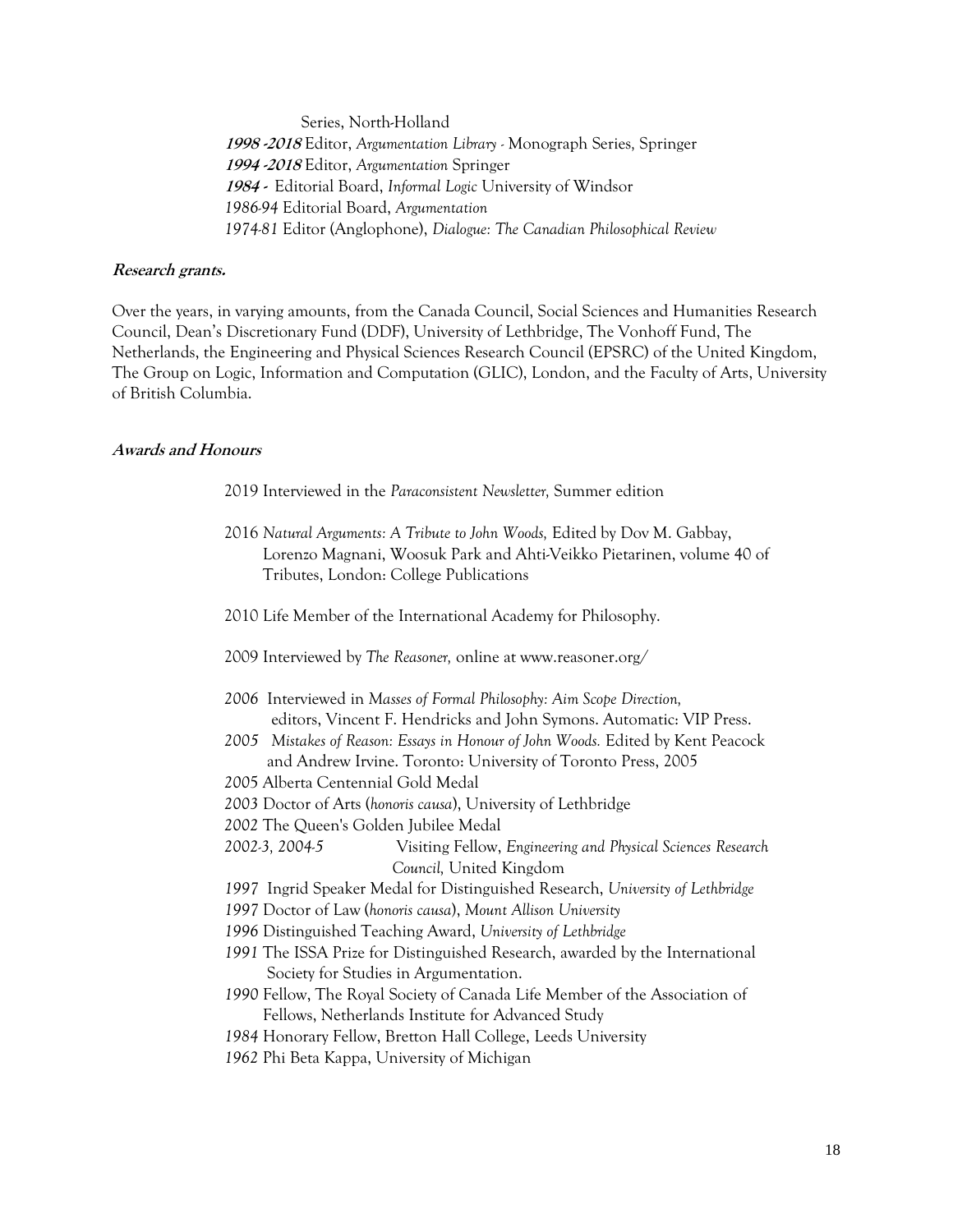Series, North-Holland

***1998 -2018*** Editor, *Argumentation Library* - Monograph Series, Springer

***1994 -2018*** Editor, *Argumentation* Springer

***1984 -*** Editorial Board, *Informal Logic* University of Windsor

*1986-94* Editorial Board, *Argumentation*

*1974-81* Editor (Anglophone), *Dialogue: The Canadian Philosophical Review*

***Research grants.***

Over the years, in varying amounts, from the Canada Council, Social Sciences and Humanities Research Council, Dean's Discretionary Fund (DDF), University of Lethbridge, The Vonhoff Fund, The Netherlands, the Engineering and Physical Sciences Research Council (EPSRC) of the United Kingdom, The Group on Logic, Information and Computation (GLIC), London, and the Faculty of Arts, University of British Columbia.

***Awards and Honours***

2019 Interviewed in the *Paraconsistent Newsletter,* Summer edition

2016 *Natural Arguments: A Tribute to John Woods,* Edited by Dov M. Gabbay, Lorenzo Magnani, Woosuk Park and Ahti-Veikko Pietarinen, volume 40 of Tributes, London: College Publications

2010 Life Member of the International Academy for Philosophy.

2009 Interviewed by *The Reasoner,* online at www.reasoner.org/

*2006* Interviewed in *Masses of Formal Philosophy: Aim Scope Direction,* editors, Vincent F. Hendricks and John Symons. Automatic: VIP Press.

*2005* *Mistakes of Reason: Essays in Honour of John Woods.* Edited by Kent Peacock and Andrew Irvine. Toronto: University of Toronto Press, 2005

*2005* Alberta Centennial Gold Medal

*2003* Doctor of Arts (*honoris causa*), University of Lethbridge

*2002* The Queen's Golden Jubilee Medal

*2002-3, 2004-5* Visiting Fellow, *Engineering and Physical Sciences Research Council,* United Kingdom

*1997* Ingrid Speaker Medal for Distinguished Research, *University of Lethbridge*

*1997* Doctor of Law (*honoris causa*), *Mount Allison University*

*1996* Distinguished Teaching Award, *University of Lethbridge*

*1991* The ISSA Prize for Distinguished Research, awarded by the International Society for Studies in Argumentation.

*1990* Fellow, The Royal Society of Canada Life Member of the Association of Fellows, Netherlands Institute for Advanced Study

*1984* Honorary Fellow, Bretton Hall College, Leeds University

*1962* Phi Beta Kappa, University of Michigan